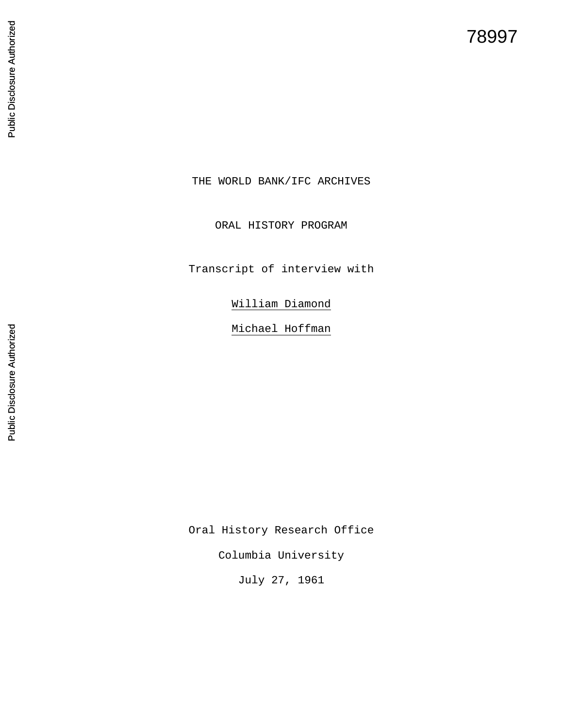78997

THE WORLD BANK/IFC ARCHIVES

ORAL HISTORY PROGRAM

Transcript of interview with

William Diamond

Michael Hoffman

Oral History Research Office

Columbia University

July 27, 1961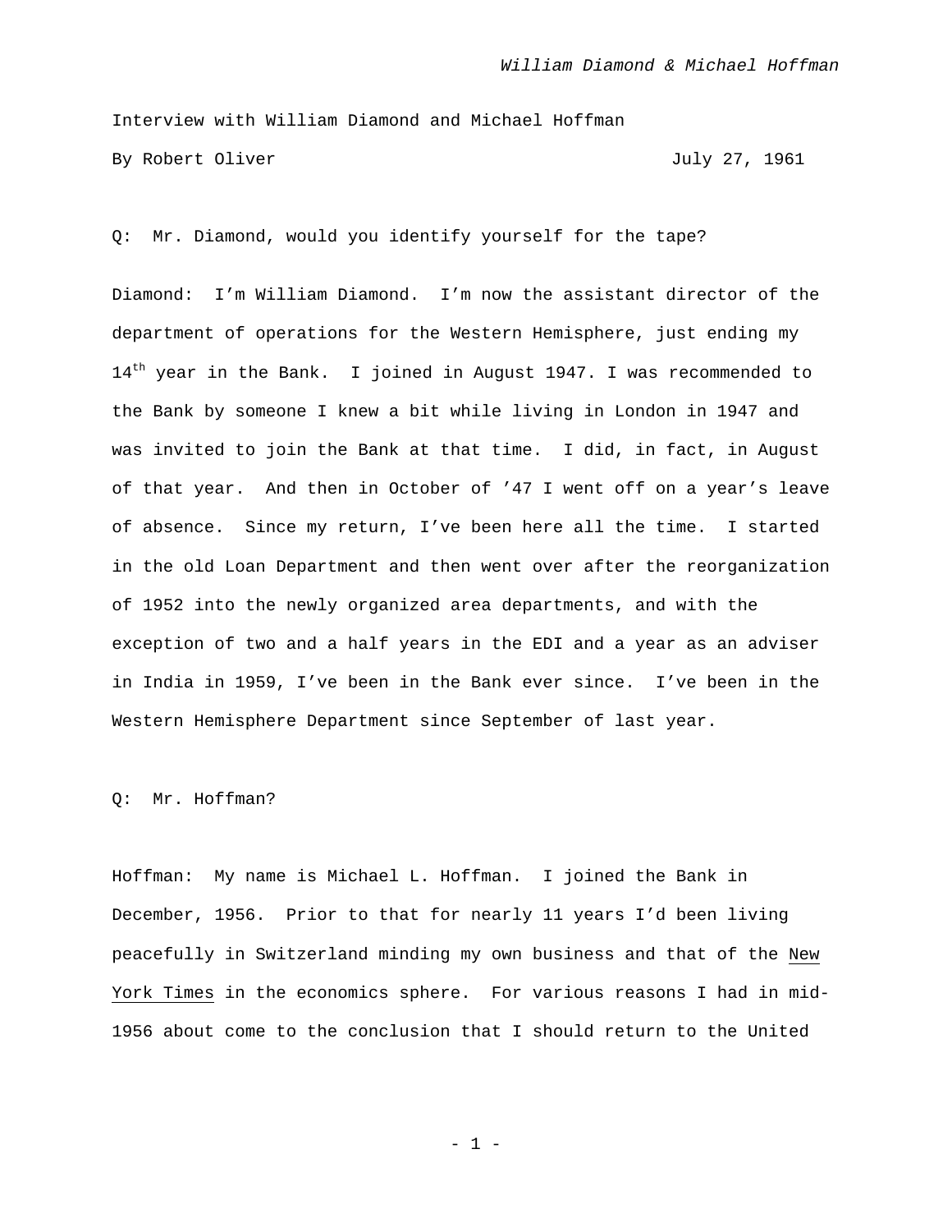Interview with William Diamond and Michael Hoffman

By Robert Oliver July 27, 1961

Q: Mr. Diamond, would you identify yourself for the tape?

Diamond: I'm William Diamond. I'm now the assistant director of the department of operations for the Western Hemisphere, just ending my 14th year in the Bank. I joined in August 1947. I was recommended to the Bank by someone I knew a bit while living in London in 1947 and was invited to join the Bank at that time. I did, in fact, in August of that year. And then in October of '47 I went off on a year's leave of absence. Since my return, I've been here all the time. I started in the old Loan Department and then went over after the reorganization of 1952 into the newly organized area departments, and with the exception of two and a half years in the EDI and a year as an adviser in India in 1959, I've been in the Bank ever since. I've been in the Western Hemisphere Department since September of last year.

Q: Mr. Hoffman?

Hoffman: My name is Michael L. Hoffman. I joined the Bank in December, 1956. Prior to that for nearly 11 years I'd been living peacefully in Switzerland minding my own business and that of the New York Times in the economics sphere. For various reasons I had in mid-1956 about come to the conclusion that I should return to the United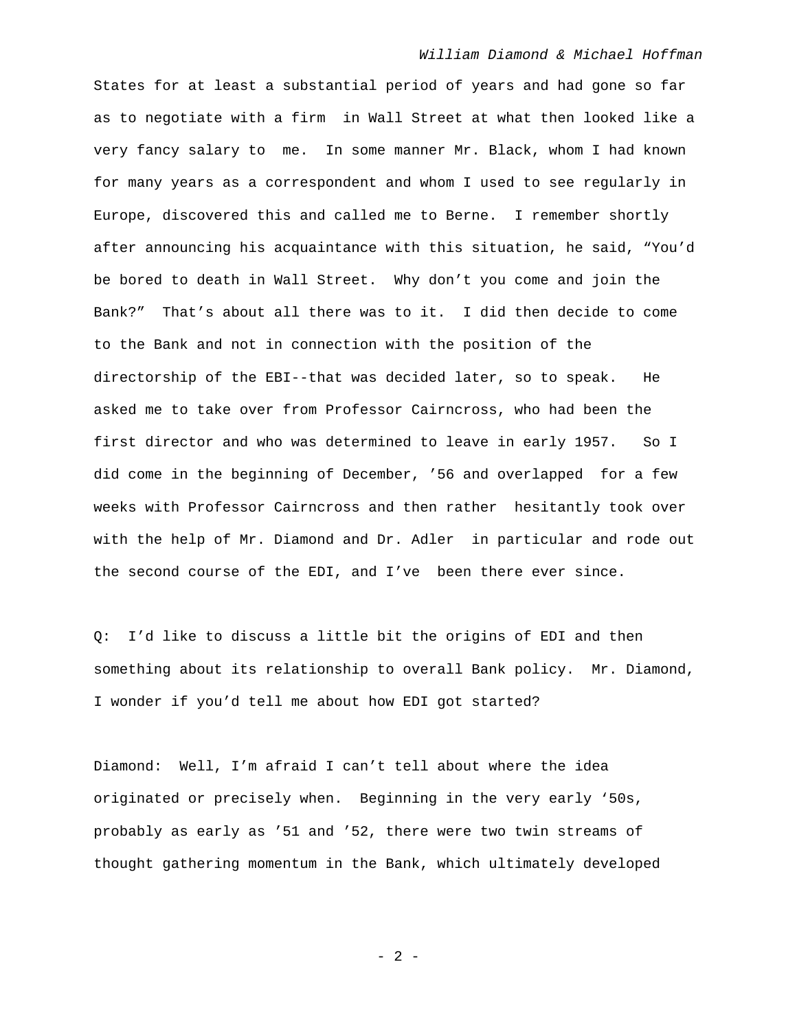States for at least a substantial period of years and had gone so far as to negotiate with a firm in Wall Street at what then looked like a very fancy salary to me. In some manner Mr. Black, whom I had known for many years as a correspondent and whom I used to see regularly in Europe, discovered this and called me to Berne. I remember shortly after announcing his acquaintance with this situation, he said, "You'd be bored to death in Wall Street. Why don't you come and join the Bank?" That's about all there was to it. I did then decide to come to the Bank and not in connection with the position of the directorship of the EBI--that was decided later, so to speak. He asked me to take over from Professor Cairncross, who had been the first director and who was determined to leave in early 1957. So I did come in the beginning of December, '56 and overlapped for a few weeks with Professor Cairncross and then rather hesitantly took over with the help of Mr. Diamond and Dr. Adler in particular and rode out the second course of the EDI, and I've been there ever since.

Q: I'd like to discuss a little bit the origins of EDI and then something about its relationship to overall Bank policy. Mr. Diamond, I wonder if you'd tell me about how EDI got started?

Diamond: Well, I'm afraid I can't tell about where the idea originated or precisely when. Beginning in the very early '50s, probably as early as '51 and '52, there were two twin streams of thought gathering momentum in the Bank, which ultimately developed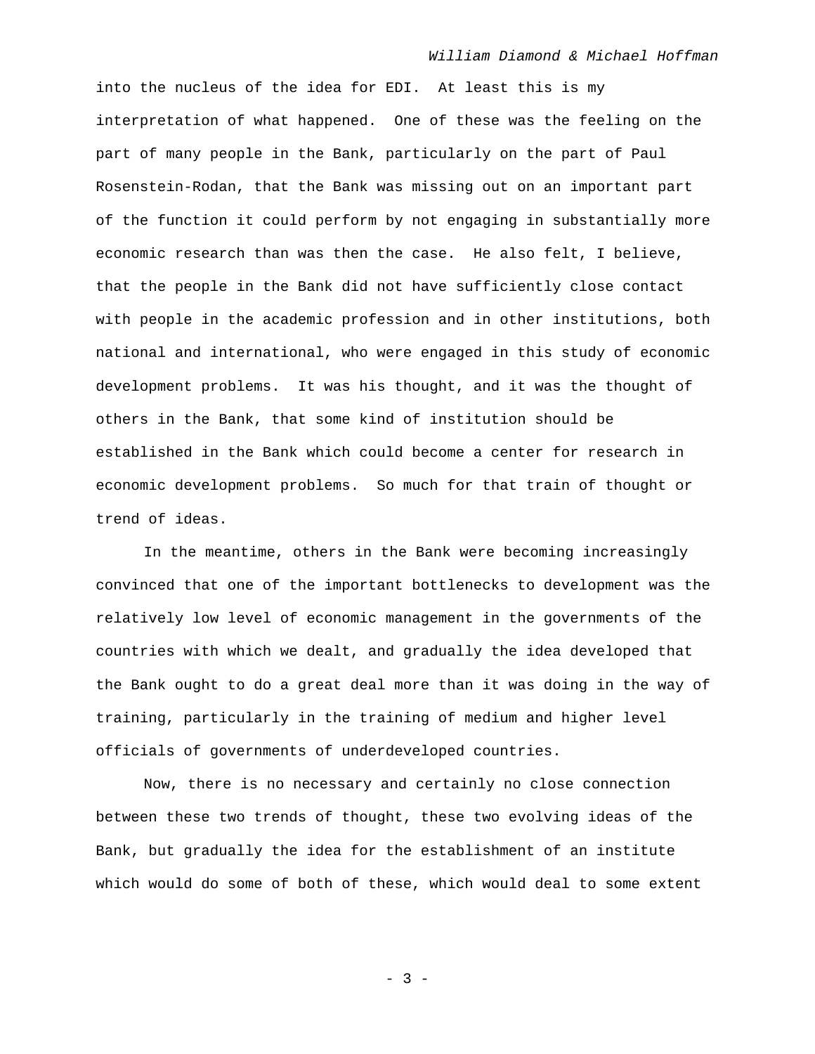into the nucleus of the idea for EDI. At least this is my interpretation of what happened. One of these was the feeling on the part of many people in the Bank, particularly on the part of Paul Rosenstein-Rodan, that the Bank was missing out on an important part of the function it could perform by not engaging in substantially more economic research than was then the case. He also felt, I believe, that the people in the Bank did not have sufficiently close contact with people in the academic profession and in other institutions, both national and international, who were engaged in this study of economic development problems. It was his thought, and it was the thought of others in the Bank, that some kind of institution should be established in the Bank which could become a center for research in economic development problems. So much for that train of thought or trend of ideas.

In the meantime, others in the Bank were becoming increasingly convinced that one of the important bottlenecks to development was the relatively low level of economic management in the governments of the countries with which we dealt, and gradually the idea developed that the Bank ought to do a great deal more than it was doing in the way of training, particularly in the training of medium and higher level officials of governments of underdeveloped countries.

Now, there is no necessary and certainly no close connection between these two trends of thought, these two evolving ideas of the Bank, but gradually the idea for the establishment of an institute which would do some of both of these, which would deal to some extent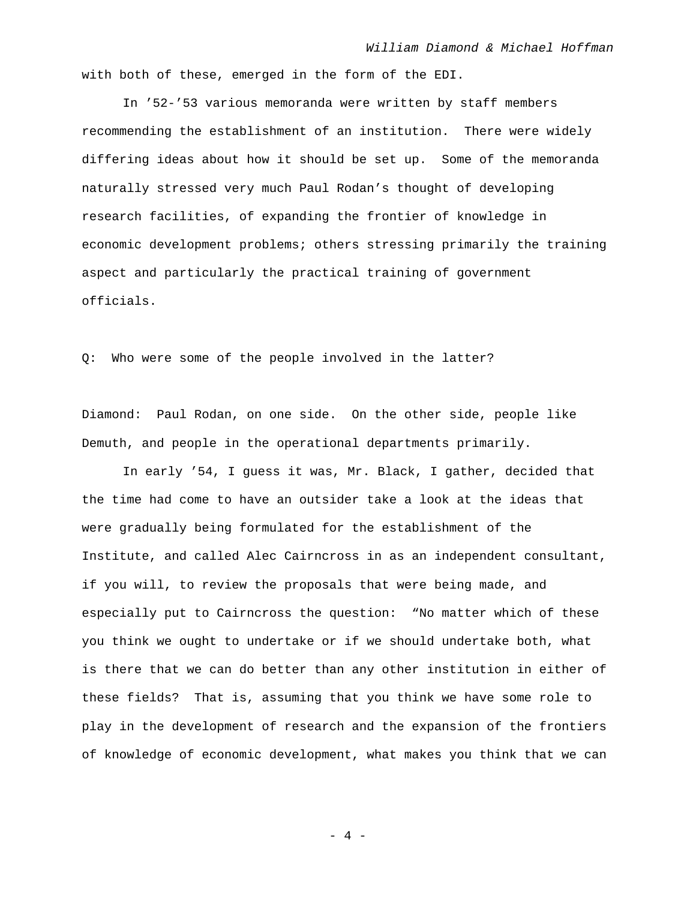with both of these, emerged in the form of the EDI.

In ’52-’53 various memoranda were written by staff members recommending the establishment of an institution. There were widely differing ideas about how it should be set up. Some of the memoranda naturally stressed very much Paul Rodan’s thought of developing research facilities, of expanding the frontier of knowledge in economic development problems; others stressing primarily the training aspect and particularly the practical training of government officials.

Q: Who were some of the people involved in the latter?

Diamond: Paul Rodan, on one side. On the other side, people like Demuth, and people in the operational departments primarily.

In early ’54, I guess it was, Mr. Black, I gather, decided that the time had come to have an outsider take a look at the ideas that were gradually being formulated for the establishment of the Institute, and called Alec Cairncross in as an independent consultant, if you will, to review the proposals that were being made, and especially put to Cairncross the question: “No matter which of these you think we ought to undertake or if we should undertake both, what is there that we can do better than any other institution in either of these fields? That is, assuming that you think we have some role to play in the development of research and the expansion of the frontiers of knowledge of economic development, what makes you think that we can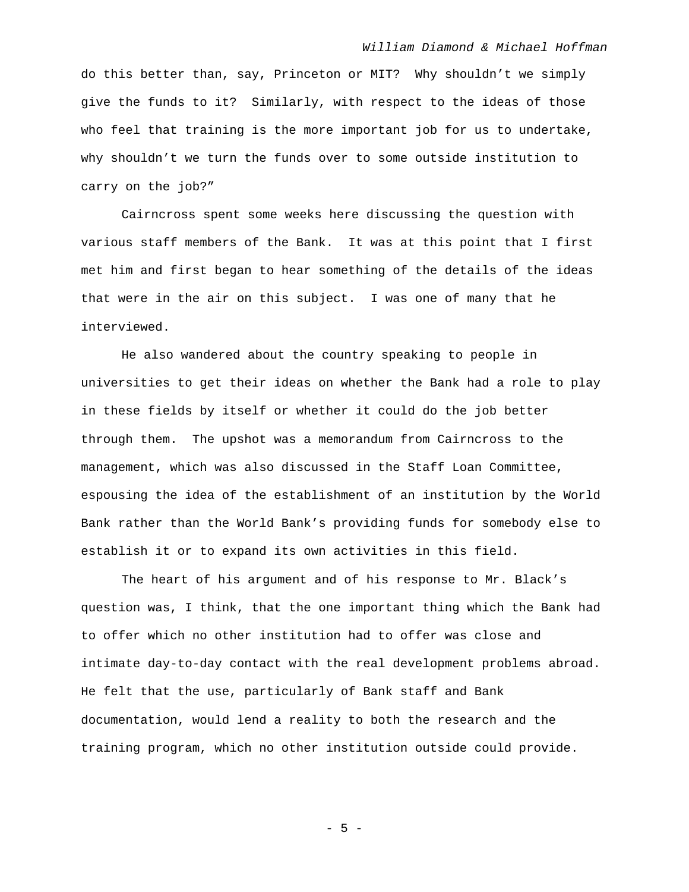do this better than, say, Princeton or MIT? Why shouldn't we simply give the funds to it? Similarly, with respect to the ideas of those who feel that training is the more important job for us to undertake, why shouldn't we turn the funds over to some outside institution to carry on the job?"

Cairncross spent some weeks here discussing the question with various staff members of the Bank. It was at this point that I first met him and first began to hear something of the details of the ideas that were in the air on this subject. I was one of many that he interviewed.

He also wandered about the country speaking to people in universities to get their ideas on whether the Bank had a role to play in these fields by itself or whether it could do the job better through them. The upshot was a memorandum from Cairncross to the management, which was also discussed in the Staff Loan Committee, espousing the idea of the establishment of an institution by the World Bank rather than the World Bank's providing funds for somebody else to establish it or to expand its own activities in this field.

The heart of his argument and of his response to Mr. Black's question was, I think, that the one important thing which the Bank had to offer which no other institution had to offer was close and intimate day-to-day contact with the real development problems abroad. He felt that the use, particularly of Bank staff and Bank documentation, would lend a reality to both the research and the training program, which no other institution outside could provide.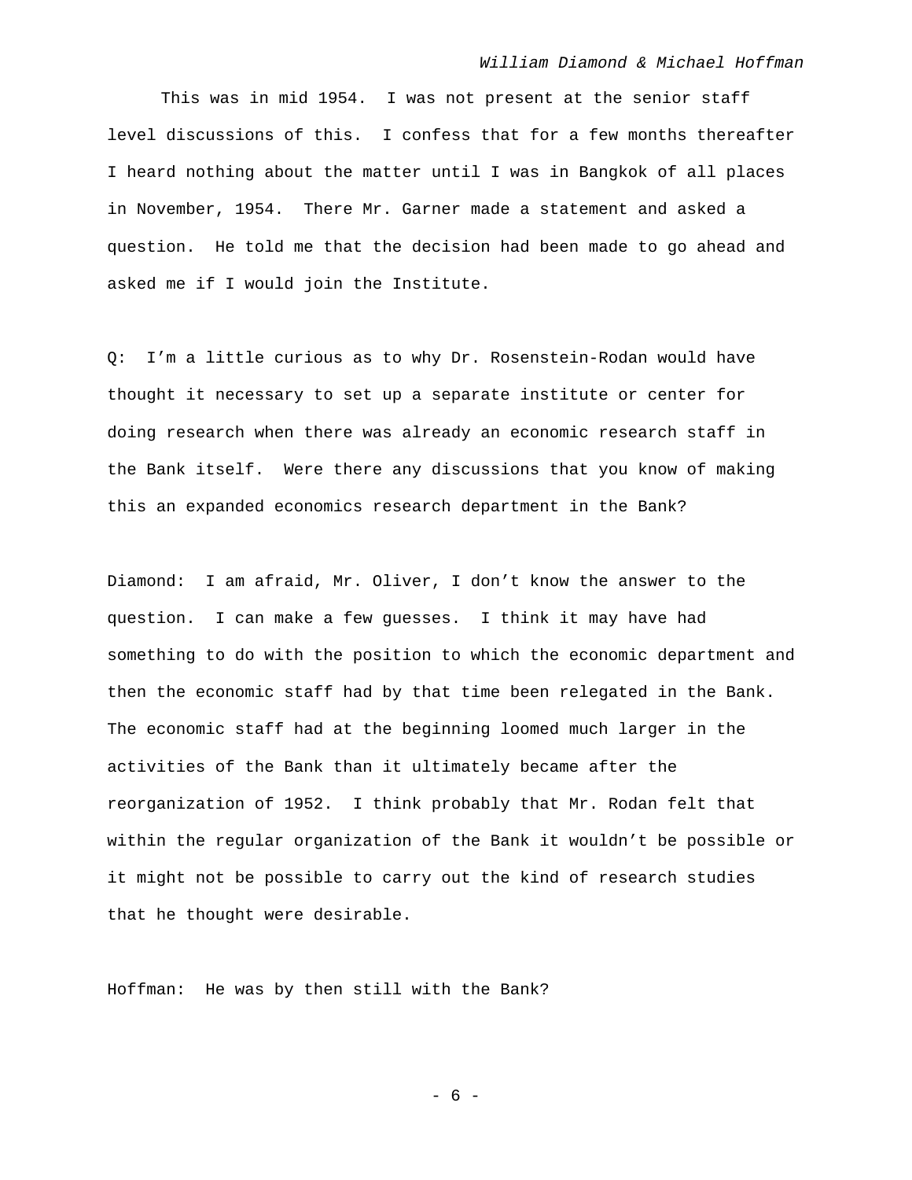This was in mid 1954. I was not present at the senior staff level discussions of this. I confess that for a few months thereafter I heard nothing about the matter until I was in Bangkok of all places in November, 1954. There Mr. Garner made a statement and asked a question. He told me that the decision had been made to go ahead and asked me if I would join the Institute.

Q: I'm a little curious as to why Dr. Rosenstein-Rodan would have thought it necessary to set up a separate institute or center for doing research when there was already an economic research staff in the Bank itself. Were there any discussions that you know of making this an expanded economics research department in the Bank?

Diamond: I am afraid, Mr. Oliver, I don't know the answer to the question. I can make a few guesses. I think it may have had something to do with the position to which the economic department and then the economic staff had by that time been relegated in the Bank. The economic staff had at the beginning loomed much larger in the activities of the Bank than it ultimately became after the reorganization of 1952. I think probably that Mr. Rodan felt that within the regular organization of the Bank it wouldn't be possible or it might not be possible to carry out the kind of research studies that he thought were desirable.

Hoffman: He was by then still with the Bank?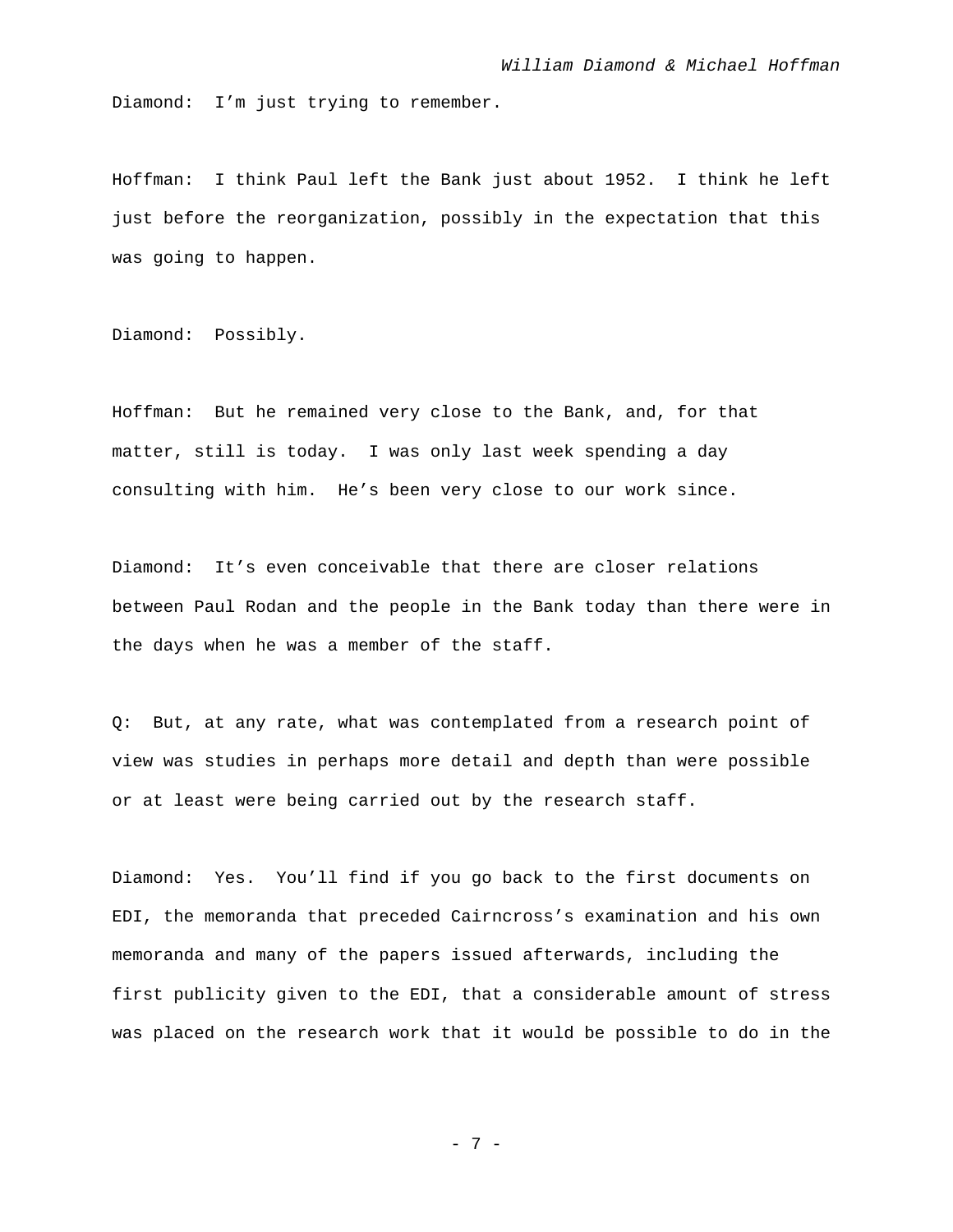Diamond: I'm just trying to remember.

Hoffman: I think Paul left the Bank just about 1952. I think he left just before the reorganization, possibly in the expectation that this was going to happen.

Diamond: Possibly.

Hoffman: But he remained very close to the Bank, and, for that matter, still is today. I was only last week spending a day consulting with him. He's been very close to our work since.

Diamond: It's even conceivable that there are closer relations between Paul Rodan and the people in the Bank today than there were in the days when he was a member of the staff.

Q: But, at any rate, what was contemplated from a research point of view was studies in perhaps more detail and depth than were possible or at least were being carried out by the research staff.

Diamond: Yes. You'll find if you go back to the first documents on EDI, the memoranda that preceded Cairncross's examination and his own memoranda and many of the papers issued afterwards, including the first publicity given to the EDI, that a considerable amount of stress was placed on the research work that it would be possible to do in the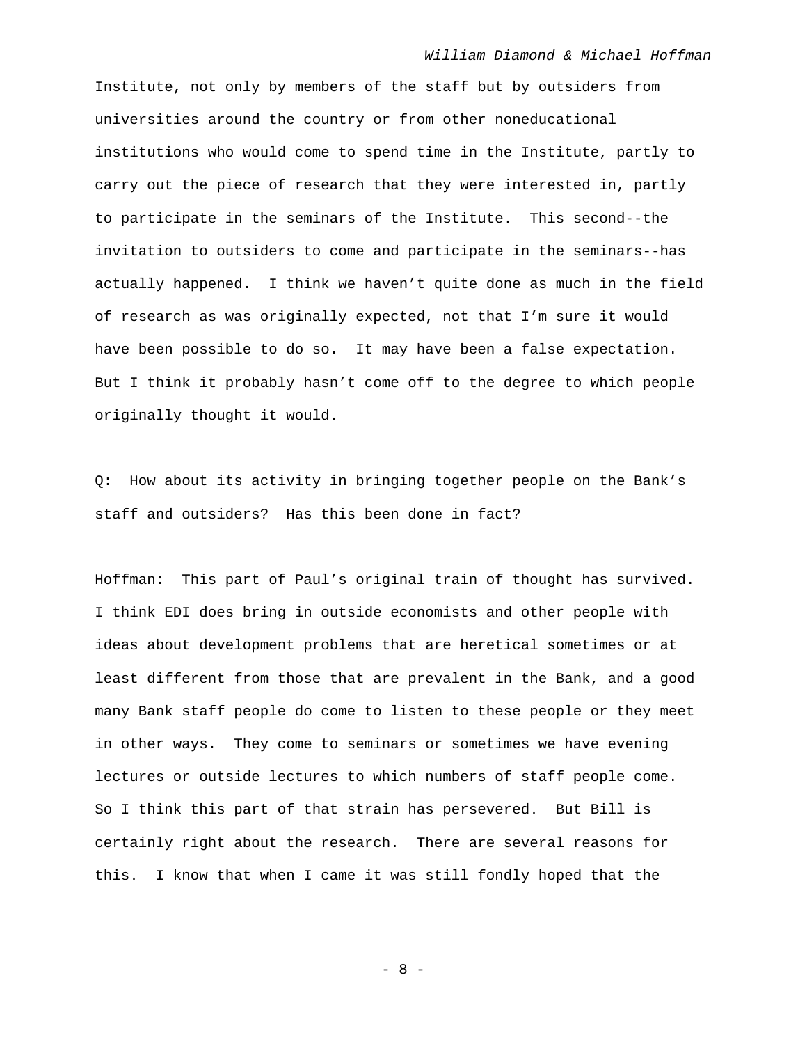Institute, not only by members of the staff but by outsiders from universities around the country or from other noneducational institutions who would come to spend time in the Institute, partly to carry out the piece of research that they were interested in, partly to participate in the seminars of the Institute. This second--the invitation to outsiders to come and participate in the seminars--has actually happened. I think we haven't quite done as much in the field of research as was originally expected, not that I'm sure it would have been possible to do so. It may have been a false expectation. But I think it probably hasn't come off to the degree to which people originally thought it would.

Q: How about its activity in bringing together people on the Bank's staff and outsiders? Has this been done in fact?

Hoffman: This part of Paul's original train of thought has survived. I think EDI does bring in outside economists and other people with ideas about development problems that are heretical sometimes or at least different from those that are prevalent in the Bank, and a good many Bank staff people do come to listen to these people or they meet in other ways. They come to seminars or sometimes we have evening lectures or outside lectures to which numbers of staff people come. So I think this part of that strain has persevered. But Bill is certainly right about the research. There are several reasons for this. I know that when I came it was still fondly hoped that the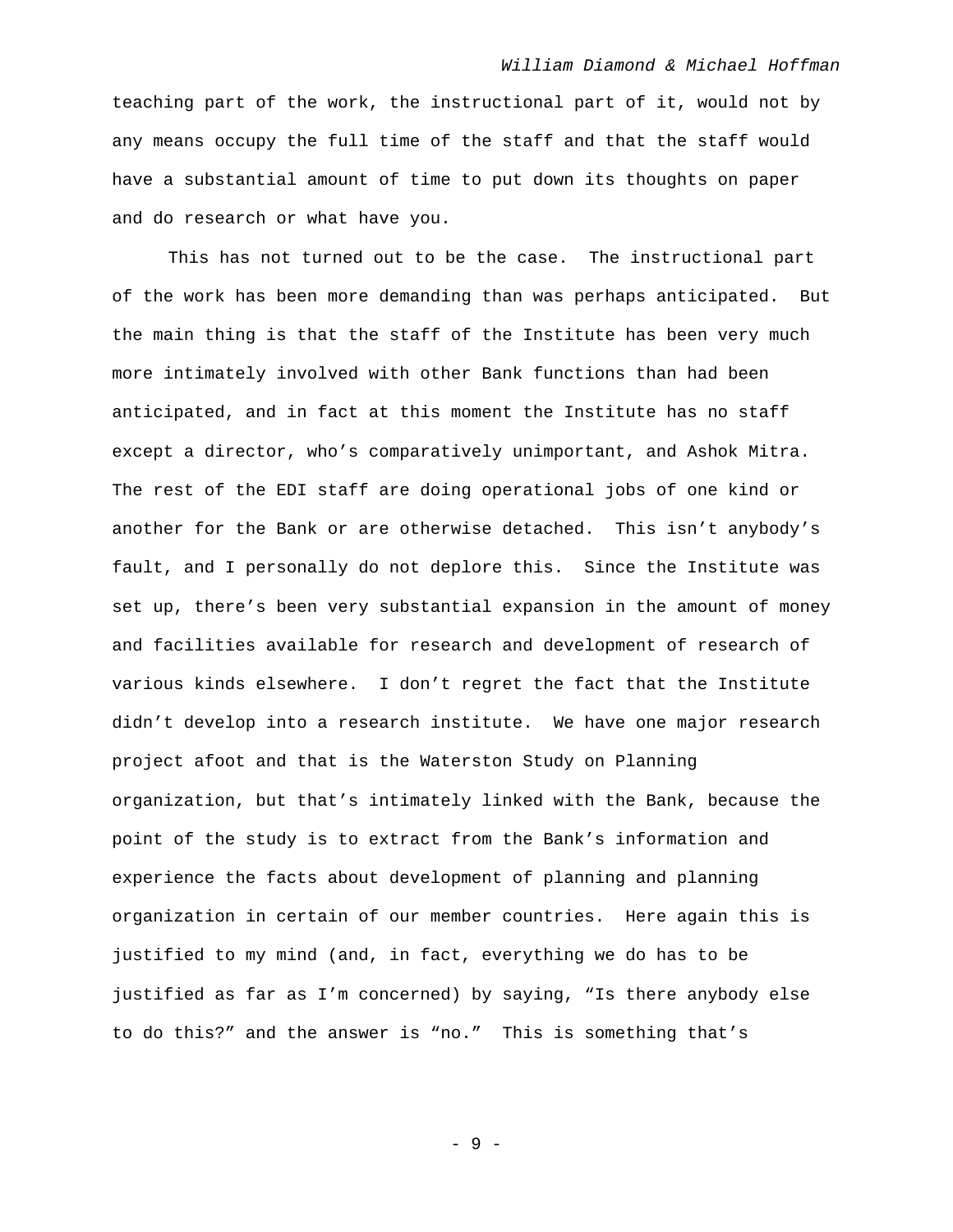teaching part of the work, the instructional part of it, would not by any means occupy the full time of the staff and that the staff would have a substantial amount of time to put down its thoughts on paper and do research or what have you.

This has not turned out to be the case. The instructional part of the work has been more demanding than was perhaps anticipated. But the main thing is that the staff of the Institute has been very much more intimately involved with other Bank functions than had been anticipated, and in fact at this moment the Institute has no staff except a director, who's comparatively unimportant, and Ashok Mitra. The rest of the EDI staff are doing operational jobs of one kind or another for the Bank or are otherwise detached. This isn't anybody's fault, and I personally do not deplore this. Since the Institute was set up, there's been very substantial expansion in the amount of money and facilities available for research and development of research of various kinds elsewhere. I don't regret the fact that the Institute didn't develop into a research institute. We have one major research project afoot and that is the Waterston Study on Planning organization, but that's intimately linked with the Bank, because the point of the study is to extract from the Bank's information and experience the facts about development of planning and planning organization in certain of our member countries. Here again this is justified to my mind (and, in fact, everything we do has to be justified as far as I'm concerned) by saying, "Is there anybody else to do this?" and the answer is "no." This is something that's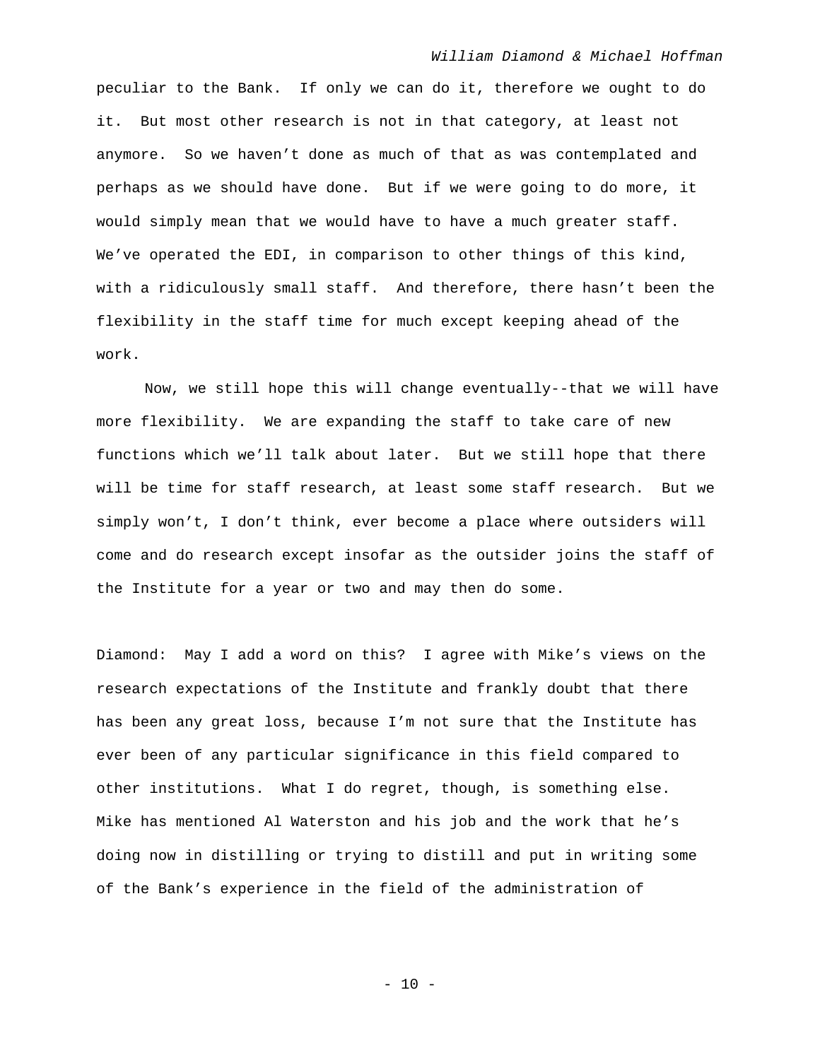peculiar to the Bank. If only we can do it, therefore we ought to do it. But most other research is not in that category, at least not anymore. So we haven't done as much of that as was contemplated and perhaps as we should have done. But if we were going to do more, it would simply mean that we would have to have a much greater staff. We've operated the EDI, in comparison to other things of this kind, with a ridiculously small staff. And therefore, there hasn't been the flexibility in the staff time for much except keeping ahead of the work.

Now, we still hope this will change eventually--that we will have more flexibility. We are expanding the staff to take care of new functions which we'll talk about later. But we still hope that there will be time for staff research, at least some staff research. But we simply won't, I don't think, ever become a place where outsiders will come and do research except insofar as the outsider joins the staff of the Institute for a year or two and may then do some.

Diamond: May I add a word on this? I agree with Mike's views on the research expectations of the Institute and frankly doubt that there has been any great loss, because I'm not sure that the Institute has ever been of any particular significance in this field compared to other institutions. What I do regret, though, is something else. Mike has mentioned Al Waterston and his job and the work that he's doing now in distilling or trying to distill and put in writing some of the Bank's experience in the field of the administration of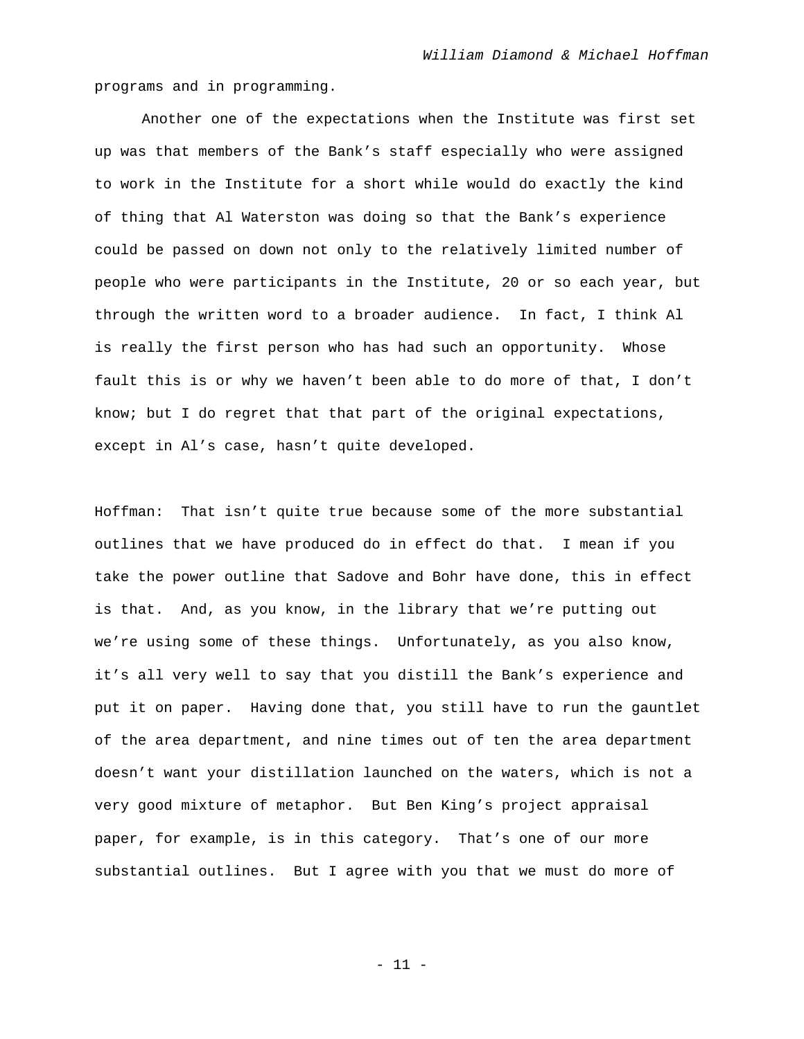programs and in programming.

Another one of the expectations when the Institute was first set up was that members of the Bank's staff especially who were assigned to work in the Institute for a short while would do exactly the kind of thing that Al Waterston was doing so that the Bank's experience could be passed on down not only to the relatively limited number of people who were participants in the Institute, 20 or so each year, but through the written word to a broader audience. In fact, I think Al is really the first person who has had such an opportunity. Whose fault this is or why we haven't been able to do more of that, I don't know; but I do regret that that part of the original expectations, except in Al's case, hasn't quite developed.

Hoffman: That isn't quite true because some of the more substantial outlines that we have produced do in effect do that. I mean if you take the power outline that Sadove and Bohr have done, this in effect is that. And, as you know, in the library that we're putting out we're using some of these things. Unfortunately, as you also know, it's all very well to say that you distill the Bank's experience and put it on paper. Having done that, you still have to run the gauntlet of the area department, and nine times out of ten the area department doesn't want your distillation launched on the waters, which is not a very good mixture of metaphor. But Ben King's project appraisal paper, for example, is in this category. That's one of our more substantial outlines. But I agree with you that we must do more of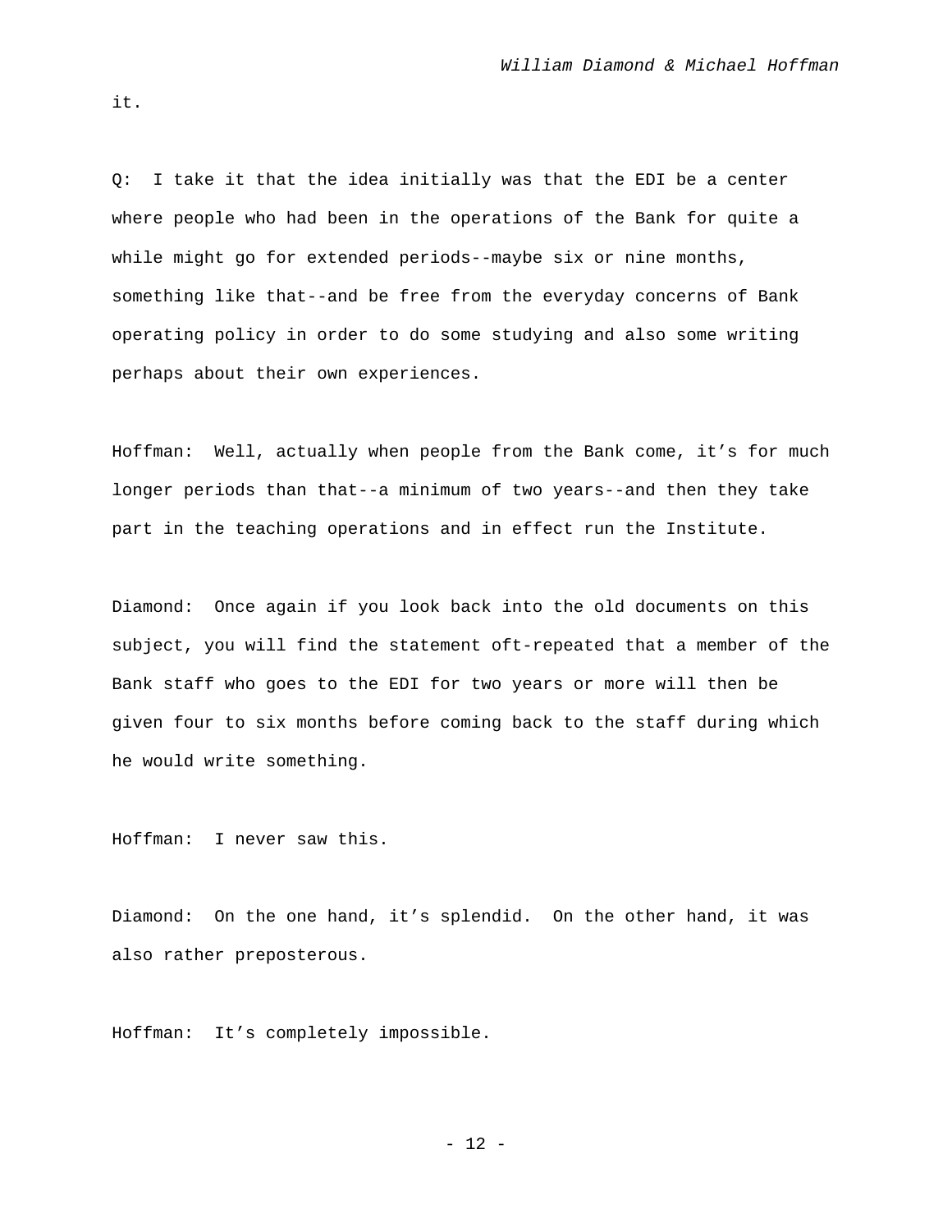it.

Q: I take it that the idea initially was that the EDI be a center where people who had been in the operations of the Bank for quite a while might go for extended periods--maybe six or nine months, something like that--and be free from the everyday concerns of Bank operating policy in order to do some studying and also some writing perhaps about their own experiences.

Hoffman: Well, actually when people from the Bank come, it's for much longer periods than that--a minimum of two years--and then they take part in the teaching operations and in effect run the Institute.

Diamond: Once again if you look back into the old documents on this subject, you will find the statement oft-repeated that a member of the Bank staff who goes to the EDI for two years or more will then be given four to six months before coming back to the staff during which he would write something.

Hoffman: I never saw this.

Diamond: On the one hand, it's splendid. On the other hand, it was also rather preposterous.

Hoffman: It's completely impossible.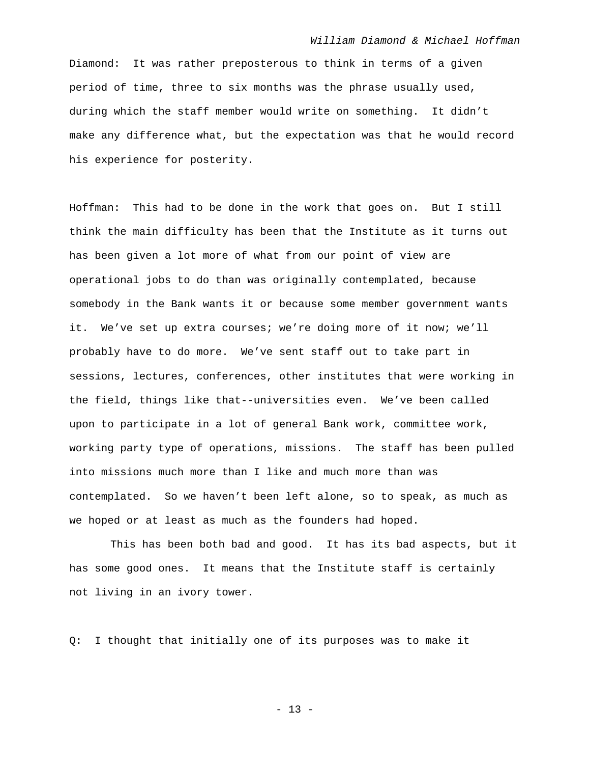Diamond: It was rather preposterous to think in terms of a given period of time, three to six months was the phrase usually used, during which the staff member would write on something. It didn't make any difference what, but the expectation was that he would record his experience for posterity.

Hoffman: This had to be done in the work that goes on. But I still think the main difficulty has been that the Institute as it turns out has been given a lot more of what from our point of view are operational jobs to do than was originally contemplated, because somebody in the Bank wants it or because some member government wants it. We've set up extra courses; we're doing more of it now; we'll probably have to do more. We've sent staff out to take part in sessions, lectures, conferences, other institutes that were working in the field, things like that--universities even. We've been called upon to participate in a lot of general Bank work, committee work, working party type of operations, missions. The staff has been pulled into missions much more than I like and much more than was contemplated. So we haven't been left alone, so to speak, as much as we hoped or at least as much as the founders had hoped.

This has been both bad and good. It has its bad aspects, but it has some good ones. It means that the Institute staff is certainly not living in an ivory tower.

Q: I thought that initially one of its purposes was to make it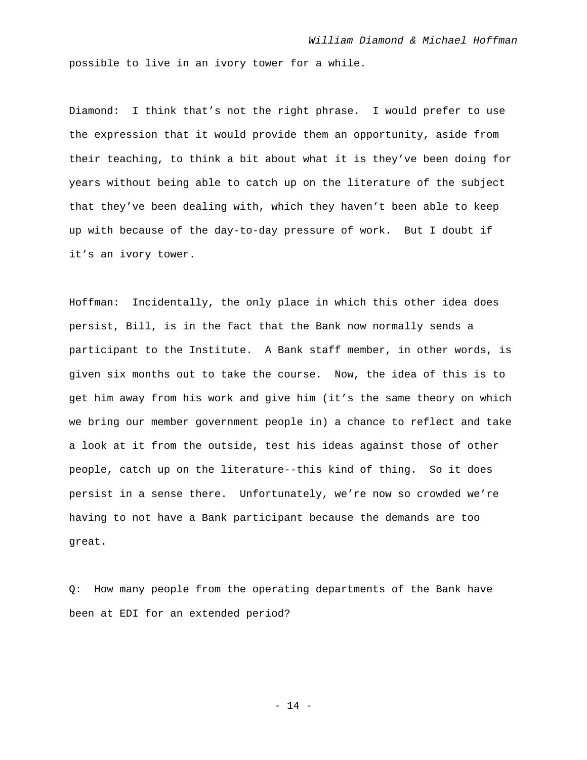possible to live in an ivory tower for a while.

Diamond: I think that's not the right phrase. I would prefer to use the expression that it would provide them an opportunity, aside from their teaching, to think a bit about what it is they've been doing for years without being able to catch up on the literature of the subject that they've been dealing with, which they haven't been able to keep up with because of the day-to-day pressure of work. But I doubt if it's an ivory tower.

Hoffman: Incidentally, the only place in which this other idea does persist, Bill, is in the fact that the Bank now normally sends a participant to the Institute. A Bank staff member, in other words, is given six months out to take the course. Now, the idea of this is to get him away from his work and give him (it's the same theory on which we bring our member government people in) a chance to reflect and take a look at it from the outside, test his ideas against those of other people, catch up on the literature--this kind of thing. So it does persist in a sense there. Unfortunately, we're now so crowded we're having to not have a Bank participant because the demands are too great.

Q: How many people from the operating departments of the Bank have been at EDI for an extended period?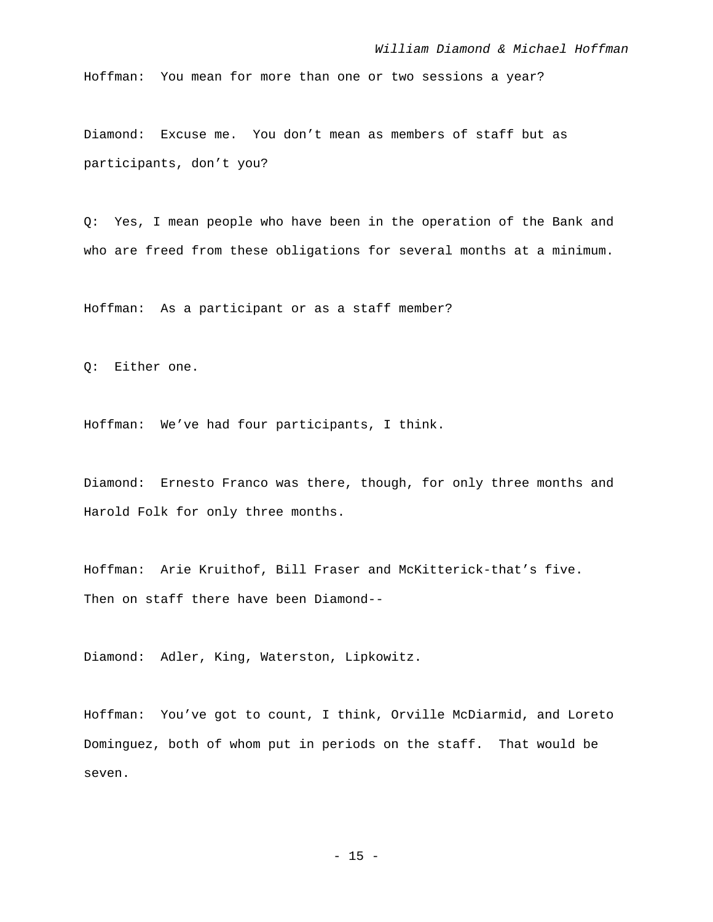Hoffman: You mean for more than one or two sessions a year?

Diamond: Excuse me. You don't mean as members of staff but as participants, don't you?

Q: Yes, I mean people who have been in the operation of the Bank and who are freed from these obligations for several months at a minimum.

Hoffman: As a participant or as a staff member?

Q: Either one.

Hoffman: We've had four participants, I think.

Diamond: Ernesto Franco was there, though, for only three months and Harold Folk for only three months.

Hoffman: Arie Kruithof, Bill Fraser and McKitterick-that's five. Then on staff there have been Diamond--

Diamond: Adler, King, Waterston, Lipkowitz.

Hoffman: You've got to count, I think, Orville McDiarmid, and Loreto Dominguez, both of whom put in periods on the staff. That would be seven.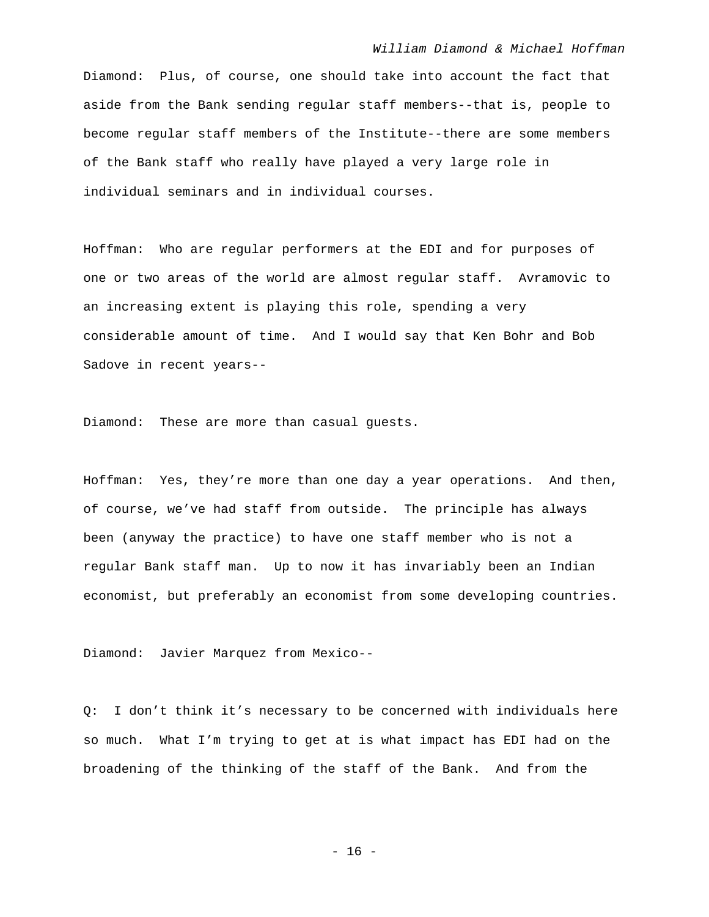Diamond: Plus, of course, one should take into account the fact that aside from the Bank sending regular staff members--that is, people to become regular staff members of the Institute--there are some members of the Bank staff who really have played a very large role in individual seminars and in individual courses.

Hoffman: Who are regular performers at the EDI and for purposes of one or two areas of the world are almost regular staff. Avramovic to an increasing extent is playing this role, spending a very considerable amount of time. And I would say that Ken Bohr and Bob Sadove in recent years--

Diamond: These are more than casual guests.

Hoffman: Yes, they're more than one day a year operations. And then, of course, we've had staff from outside. The principle has always been (anyway the practice) to have one staff member who is not a regular Bank staff man. Up to now it has invariably been an Indian economist, but preferably an economist from some developing countries.

Diamond: Javier Marquez from Mexico--

Q: I don't think it's necessary to be concerned with individuals here so much. What I'm trying to get at is what impact has EDI had on the broadening of the thinking of the staff of the Bank. And from the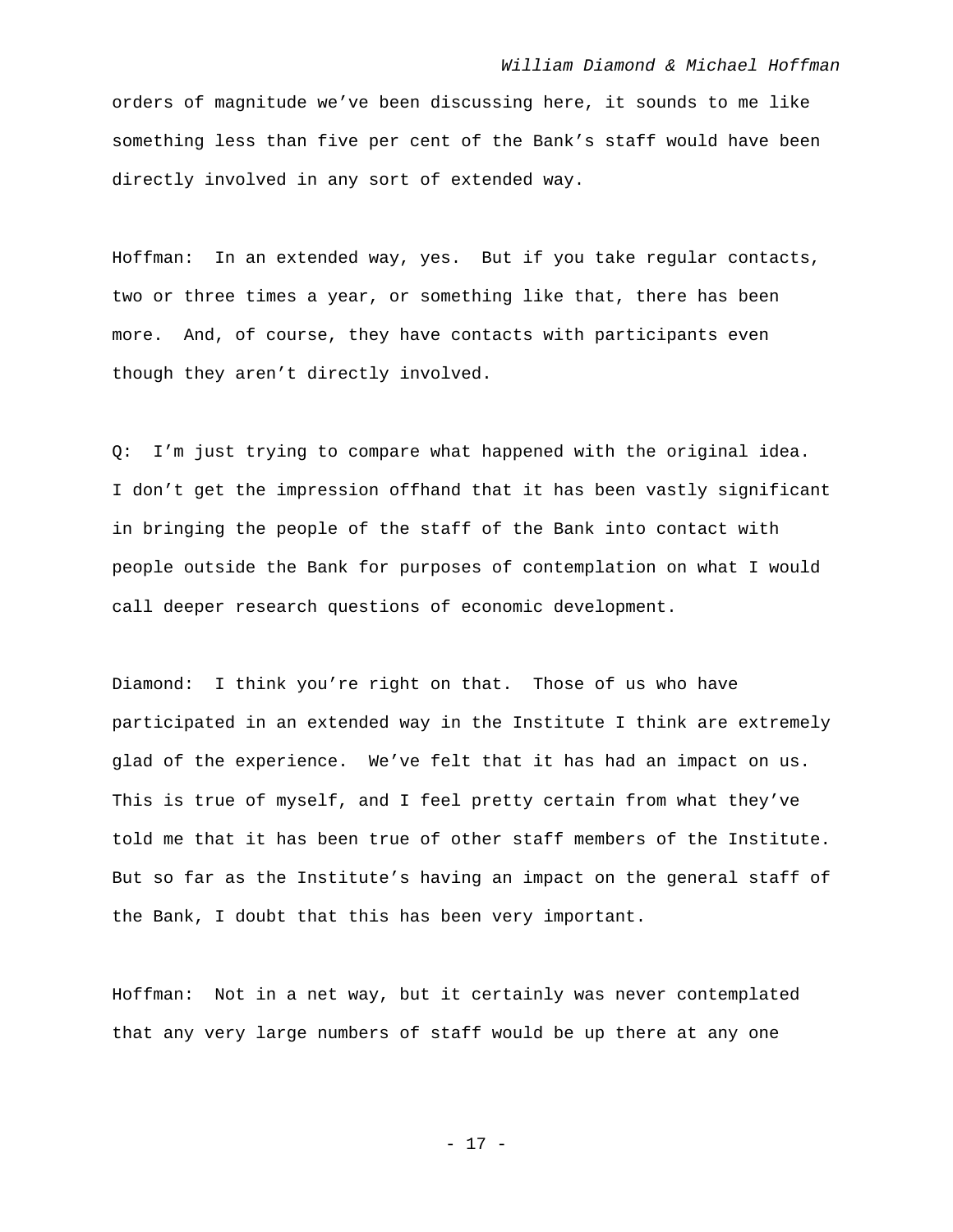orders of magnitude we've been discussing here, it sounds to me like something less than five per cent of the Bank's staff would have been directly involved in any sort of extended way.

Hoffman: In an extended way, yes. But if you take regular contacts, two or three times a year, or something like that, there has been more. And, of course, they have contacts with participants even though they aren't directly involved.

Q: I'm just trying to compare what happened with the original idea. I don't get the impression offhand that it has been vastly significant in bringing the people of the staff of the Bank into contact with people outside the Bank for purposes of contemplation on what I would call deeper research questions of economic development.

Diamond: I think you're right on that. Those of us who have participated in an extended way in the Institute I think are extremely glad of the experience. We've felt that it has had an impact on us. This is true of myself, and I feel pretty certain from what they've told me that it has been true of other staff members of the Institute. But so far as the Institute's having an impact on the general staff of the Bank, I doubt that this has been very important.

Hoffman: Not in a net way, but it certainly was never contemplated that any very large numbers of staff would be up there at any one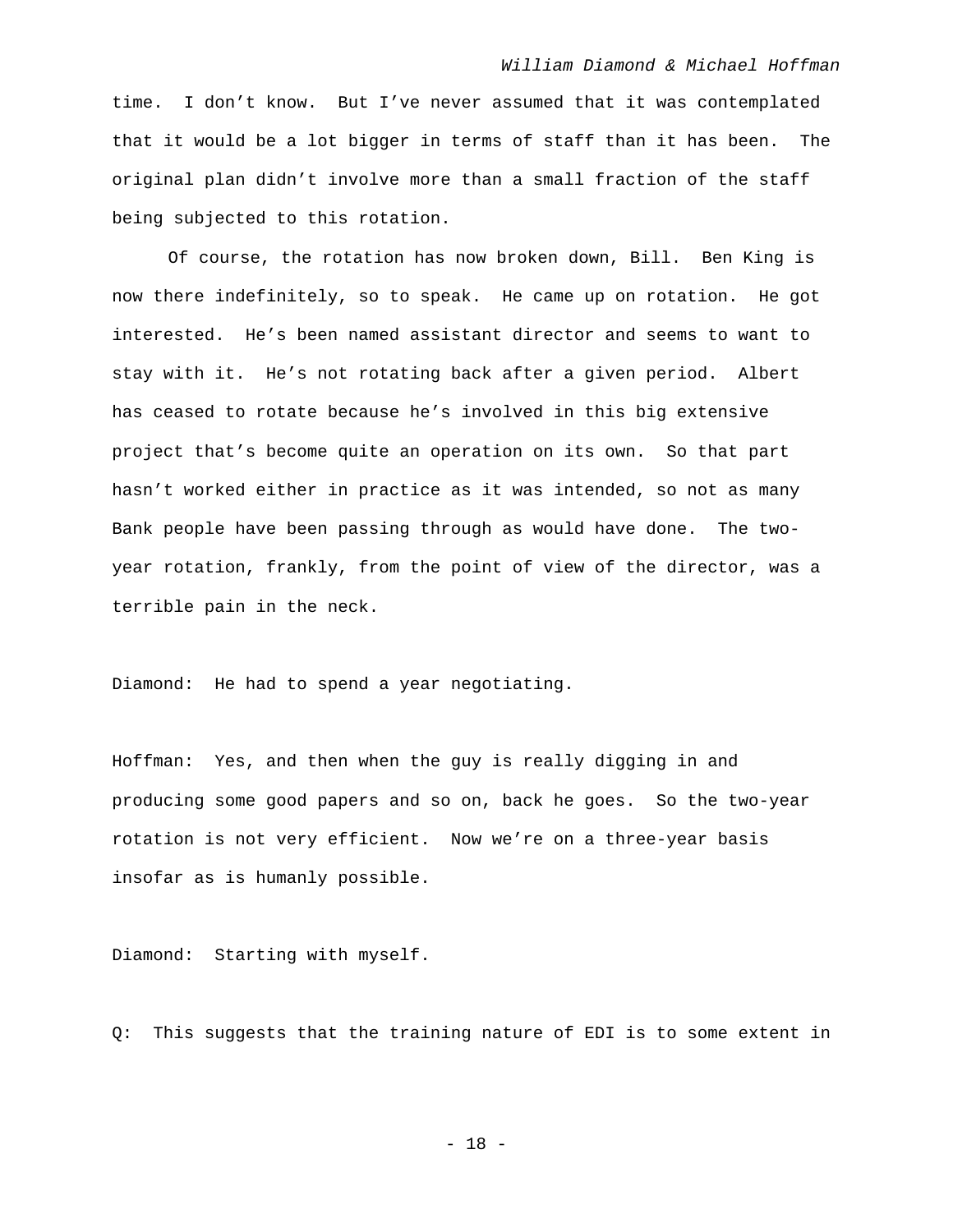time. I don't know. But I've never assumed that it was contemplated that it would be a lot bigger in terms of staff than it has been. The original plan didn't involve more than a small fraction of the staff being subjected to this rotation.

Of course, the rotation has now broken down, Bill. Ben King is now there indefinitely, so to speak. He came up on rotation. He got interested. He's been named assistant director and seems to want to stay with it. He's not rotating back after a given period. Albert has ceased to rotate because he's involved in this big extensive project that's become quite an operation on its own. So that part hasn't worked either in practice as it was intended, so not as many Bank people have been passing through as would have done. The two-year rotation, frankly, from the point of view of the director, was a terrible pain in the neck.

Diamond: He had to spend a year negotiating.

Hoffman: Yes, and then when the guy is really digging in and producing some good papers and so on, back he goes. So the two-year rotation is not very efficient. Now we're on a three-year basis insofar as is humanly possible.

Diamond: Starting with myself.

Q: This suggests that the training nature of EDI is to some extent in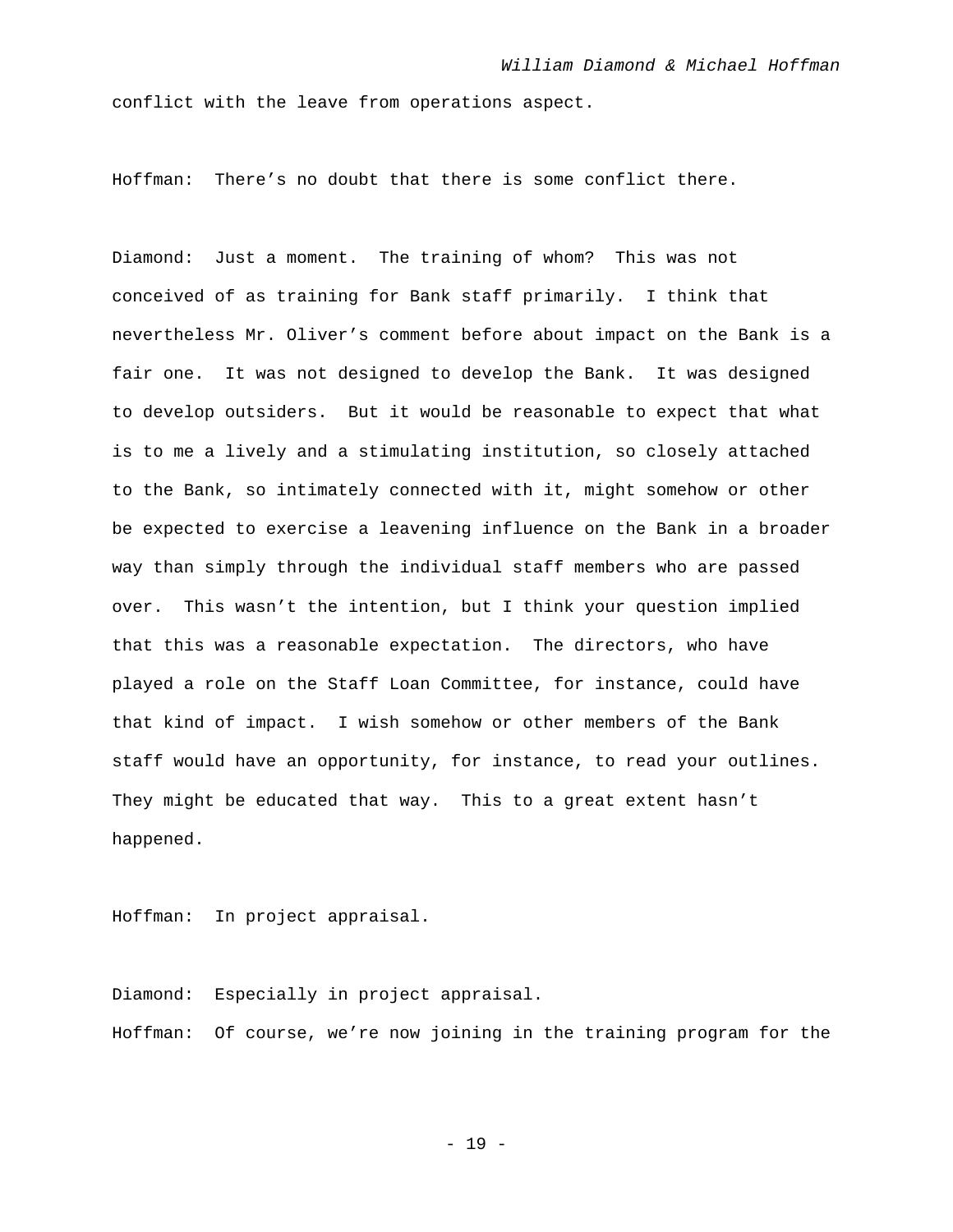conflict with the leave from operations aspect.

Hoffman: There's no doubt that there is some conflict there.

Diamond: Just a moment. The training of whom? This was not conceived of as training for Bank staff primarily. I think that nevertheless Mr. Oliver's comment before about impact on the Bank is a fair one. It was not designed to develop the Bank. It was designed to develop outsiders. But it would be reasonable to expect that what is to me a lively and a stimulating institution, so closely attached to the Bank, so intimately connected with it, might somehow or other be expected to exercise a leavening influence on the Bank in a broader way than simply through the individual staff members who are passed over. This wasn't the intention, but I think your question implied that this was a reasonable expectation. The directors, who have played a role on the Staff Loan Committee, for instance, could have that kind of impact. I wish somehow or other members of the Bank staff would have an opportunity, for instance, to read your outlines. They might be educated that way. This to a great extent hasn't happened.

Hoffman: In project appraisal.

Diamond: Especially in project appraisal.

Hoffman: Of course, we're now joining in the training program for the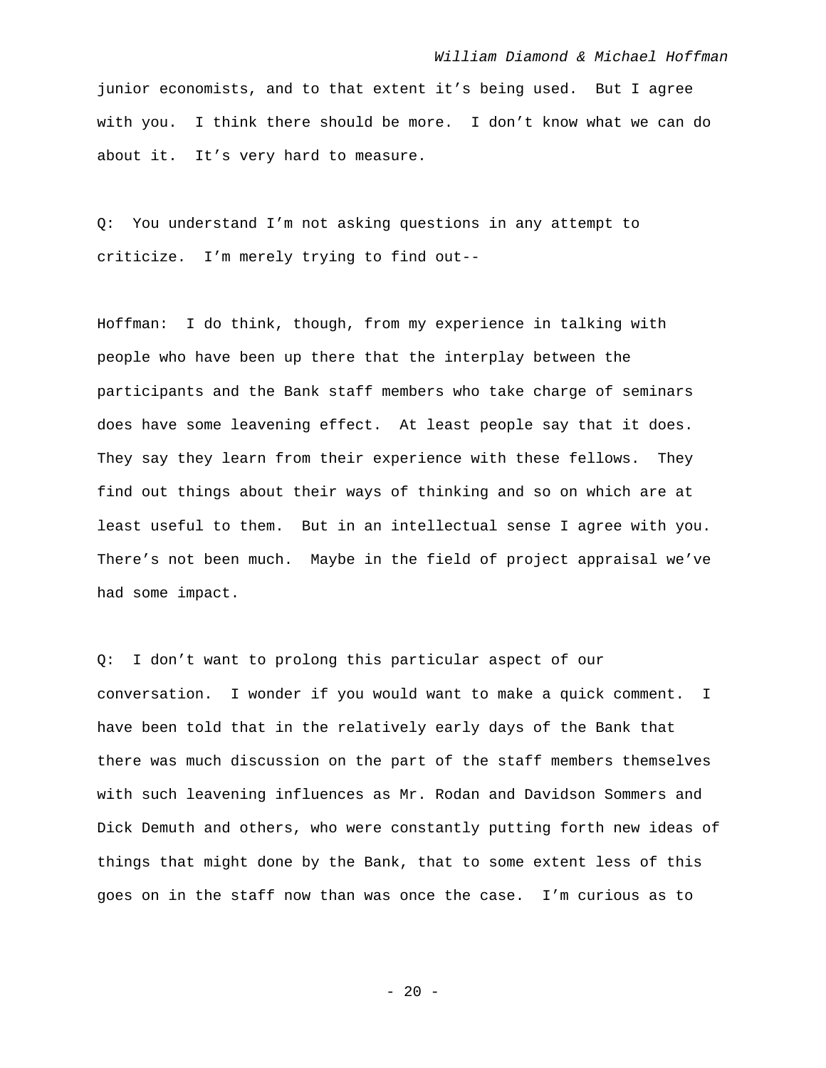junior economists, and to that extent it’s being used. But I agree with you. I think there should be more. I don’t know what we can do about it. It’s very hard to measure.

Q: You understand I’m not asking questions in any attempt to criticize. I’m merely trying to find out--

Hoffman: I do think, though, from my experience in talking with people who have been up there that the interplay between the participants and the Bank staff members who take charge of seminars does have some leavening effect. At least people say that it does. They say they learn from their experience with these fellows. They find out things about their ways of thinking and so on which are at least useful to them. But in an intellectual sense I agree with you. There’s not been much. Maybe in the field of project appraisal we’ve had some impact.

Q: I don’t want to prolong this particular aspect of our conversation. I wonder if you would want to make a quick comment. I have been told that in the relatively early days of the Bank that there was much discussion on the part of the staff members themselves with such leavening influences as Mr. Rodan and Davidson Sommers and Dick Demuth and others, who were constantly putting forth new ideas of things that might done by the Bank, that to some extent less of this goes on in the staff now than was once the case. I’m curious as to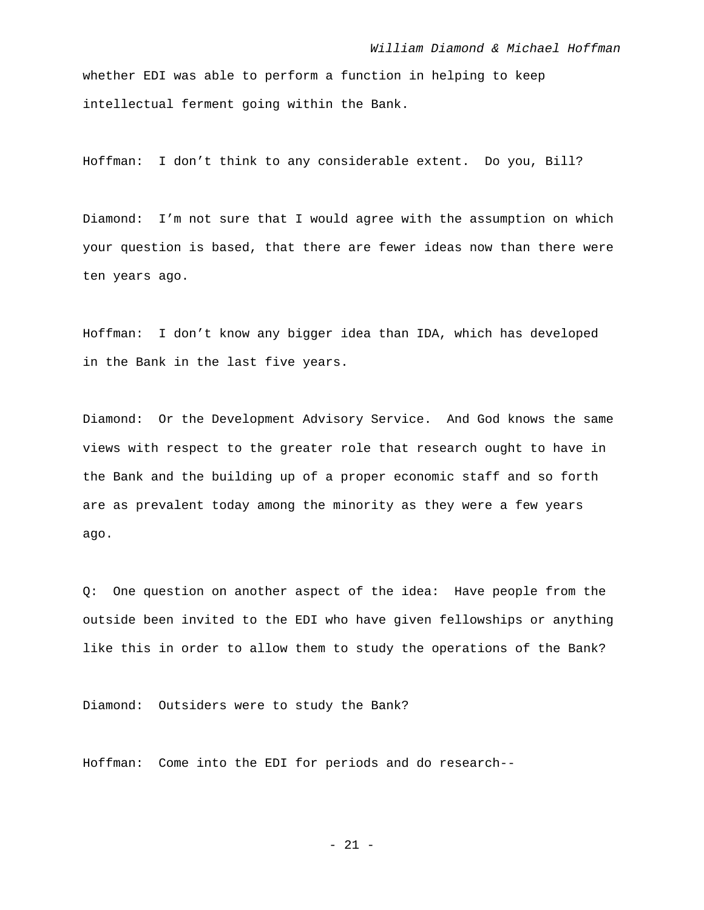whether EDI was able to perform a function in helping to keep intellectual ferment going within the Bank.

Hoffman: I don't think to any considerable extent. Do you, Bill?

Diamond: I'm not sure that I would agree with the assumption on which your question is based, that there are fewer ideas now than there were ten years ago.

Hoffman: I don't know any bigger idea than IDA, which has developed in the Bank in the last five years.

Diamond: Or the Development Advisory Service. And God knows the same views with respect to the greater role that research ought to have in the Bank and the building up of a proper economic staff and so forth are as prevalent today among the minority as they were a few years ago.

Q: One question on another aspect of the idea: Have people from the outside been invited to the EDI who have given fellowships or anything like this in order to allow them to study the operations of the Bank?

Diamond: Outsiders were to study the Bank?

Hoffman: Come into the EDI for periods and do research--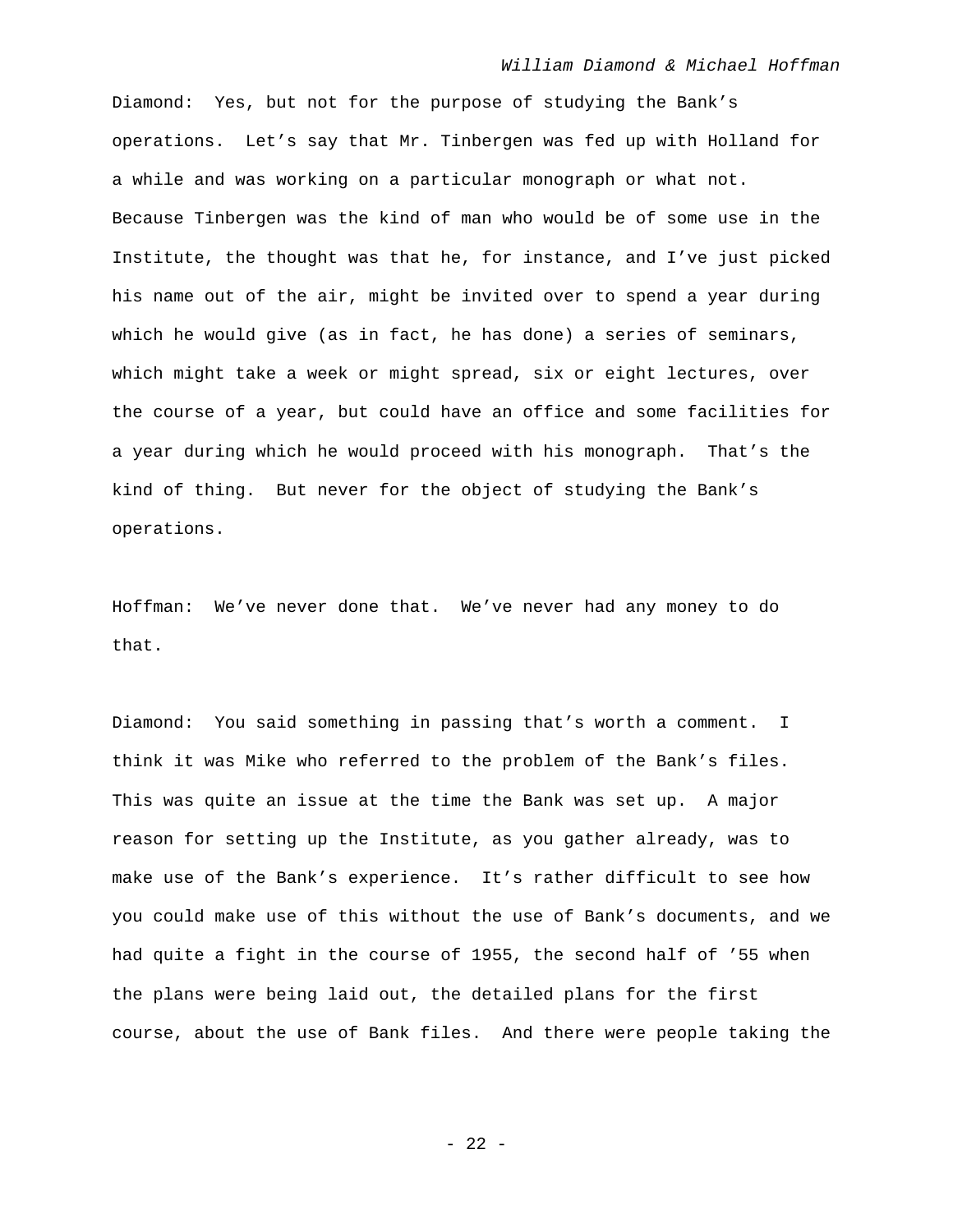Diamond: Yes, but not for the purpose of studying the Bank's operations. Let's say that Mr. Tinbergen was fed up with Holland for a while and was working on a particular monograph or what not. Because Tinbergen was the kind of man who would be of some use in the Institute, the thought was that he, for instance, and I've just picked his name out of the air, might be invited over to spend a year during which he would give (as in fact, he has done) a series of seminars, which might take a week or might spread, six or eight lectures, over the course of a year, but could have an office and some facilities for a year during which he would proceed with his monograph. That's the kind of thing. But never for the object of studying the Bank's operations.

Hoffman: We've never done that. We've never had any money to do that.

Diamond: You said something in passing that's worth a comment. I think it was Mike who referred to the problem of the Bank's files. This was quite an issue at the time the Bank was set up. A major reason for setting up the Institute, as you gather already, was to make use of the Bank's experience. It's rather difficult to see how you could make use of this without the use of Bank's documents, and we had quite a fight in the course of 1955, the second half of '55 when the plans were being laid out, the detailed plans for the first course, about the use of Bank files. And there were people taking the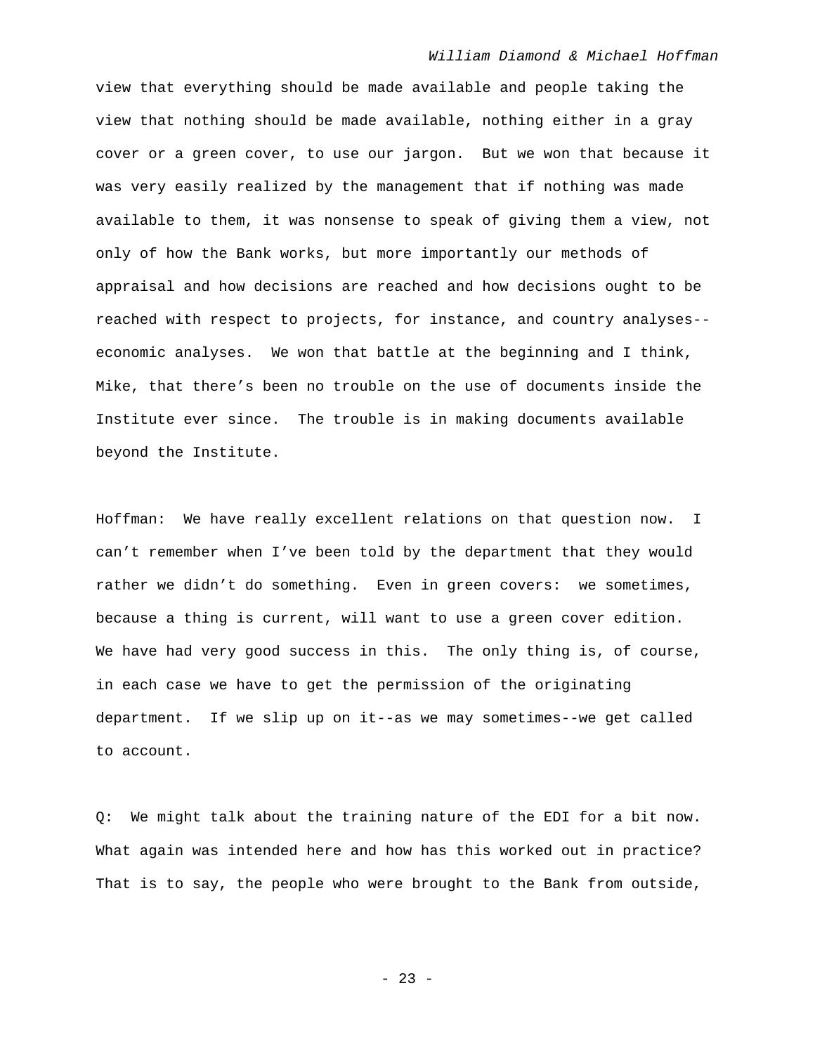view that everything should be made available and people taking the view that nothing should be made available, nothing either in a gray cover or a green cover, to use our jargon. But we won that because it was very easily realized by the management that if nothing was made available to them, it was nonsense to speak of giving them a view, not only of how the Bank works, but more importantly our methods of appraisal and how decisions are reached and how decisions ought to be reached with respect to projects, for instance, and country analyses--economic analyses. We won that battle at the beginning and I think, Mike, that there's been no trouble on the use of documents inside the Institute ever since. The trouble is in making documents available beyond the Institute.

Hoffman: We have really excellent relations on that question now. I can't remember when I've been told by the department that they would rather we didn't do something. Even in green covers: we sometimes, because a thing is current, will want to use a green cover edition. We have had very good success in this. The only thing is, of course, in each case we have to get the permission of the originating department. If we slip up on it--as we may sometimes--we get called to account.

Q: We might talk about the training nature of the EDI for a bit now. What again was intended here and how has this worked out in practice? That is to say, the people who were brought to the Bank from outside,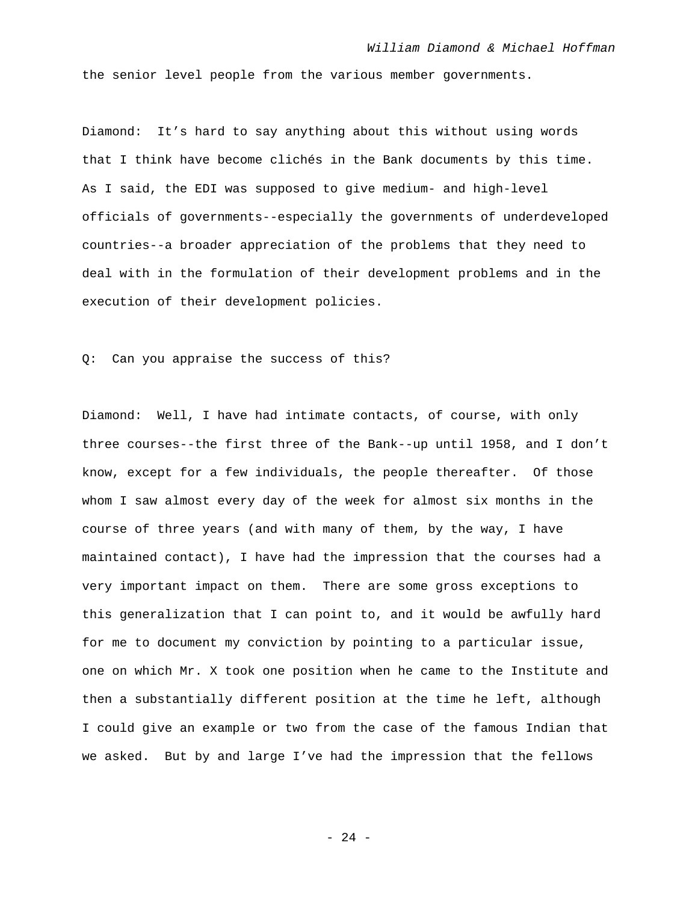the senior level people from the various member governments.

Diamond: It’s hard to say anything about this without using words that I think have become clichés in the Bank documents by this time. As I said, the EDI was supposed to give medium- and high-level officials of governments--especially the governments of underdeveloped countries--a broader appreciation of the problems that they need to deal with in the formulation of their development problems and in the execution of their development policies.

Q: Can you appraise the success of this?

Diamond: Well, I have had intimate contacts, of course, with only three courses--the first three of the Bank--up until 1958, and I don’t know, except for a few individuals, the people thereafter. Of those whom I saw almost every day of the week for almost six months in the course of three years (and with many of them, by the way, I have maintained contact), I have had the impression that the courses had a very important impact on them. There are some gross exceptions to this generalization that I can point to, and it would be awfully hard for me to document my conviction by pointing to a particular issue, one on which Mr. X took one position when he came to the Institute and then a substantially different position at the time he left, although I could give an example or two from the case of the famous Indian that we asked. But by and large I’ve had the impression that the fellows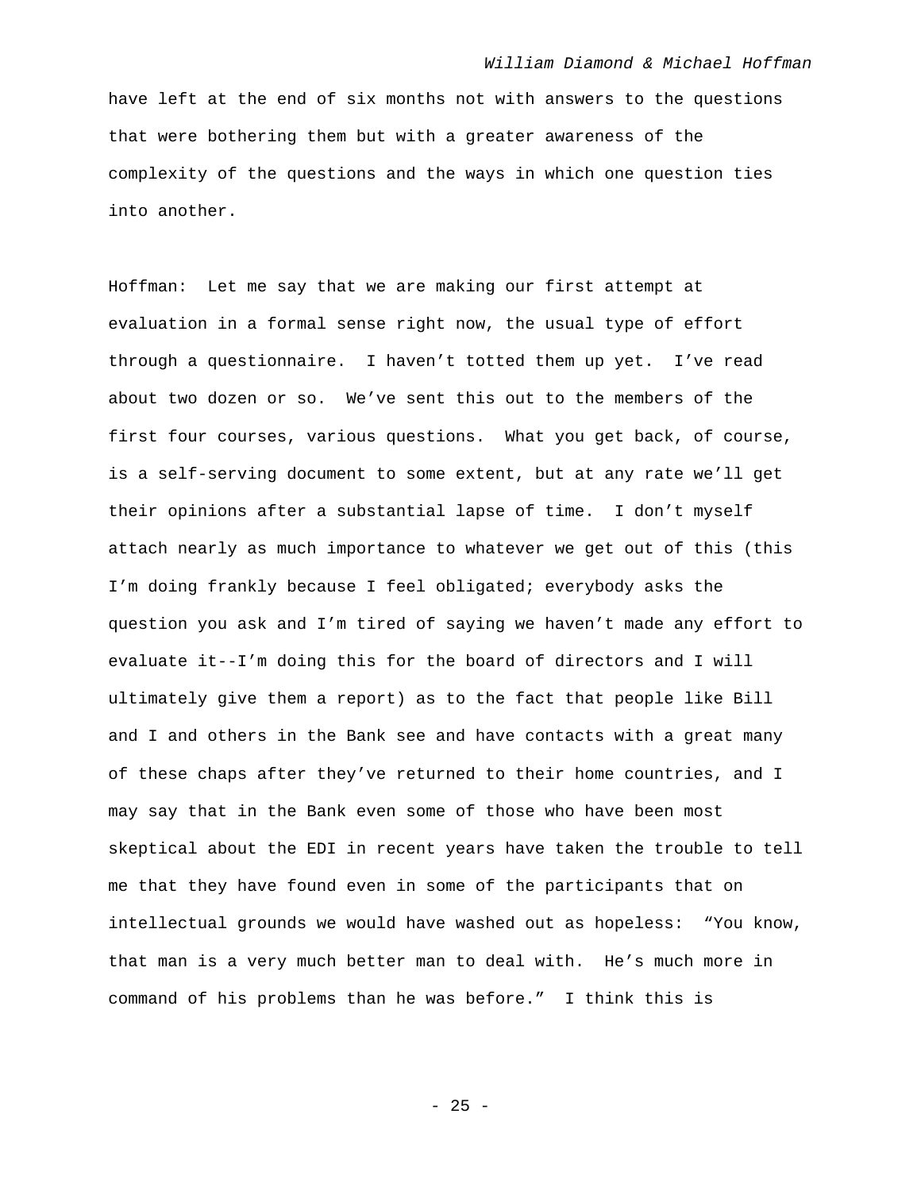have left at the end of six months not with answers to the questions that were bothering them but with a greater awareness of the complexity of the questions and the ways in which one question ties into another.

Hoffman: Let me say that we are making our first attempt at evaluation in a formal sense right now, the usual type of effort through a questionnaire. I haven't totted them up yet. I've read about two dozen or so. We've sent this out to the members of the first four courses, various questions. What you get back, of course, is a self-serving document to some extent, but at any rate we'll get their opinions after a substantial lapse of time. I don't myself attach nearly as much importance to whatever we get out of this (this I'm doing frankly because I feel obligated; everybody asks the question you ask and I'm tired of saying we haven't made any effort to evaluate it--I'm doing this for the board of directors and I will ultimately give them a report) as to the fact that people like Bill and I and others in the Bank see and have contacts with a great many of these chaps after they've returned to their home countries, and I may say that in the Bank even some of those who have been most skeptical about the EDI in recent years have taken the trouble to tell me that they have found even in some of the participants that on intellectual grounds we would have washed out as hopeless: "You know, that man is a very much better man to deal with. He's much more in command of his problems than he was before." I think this is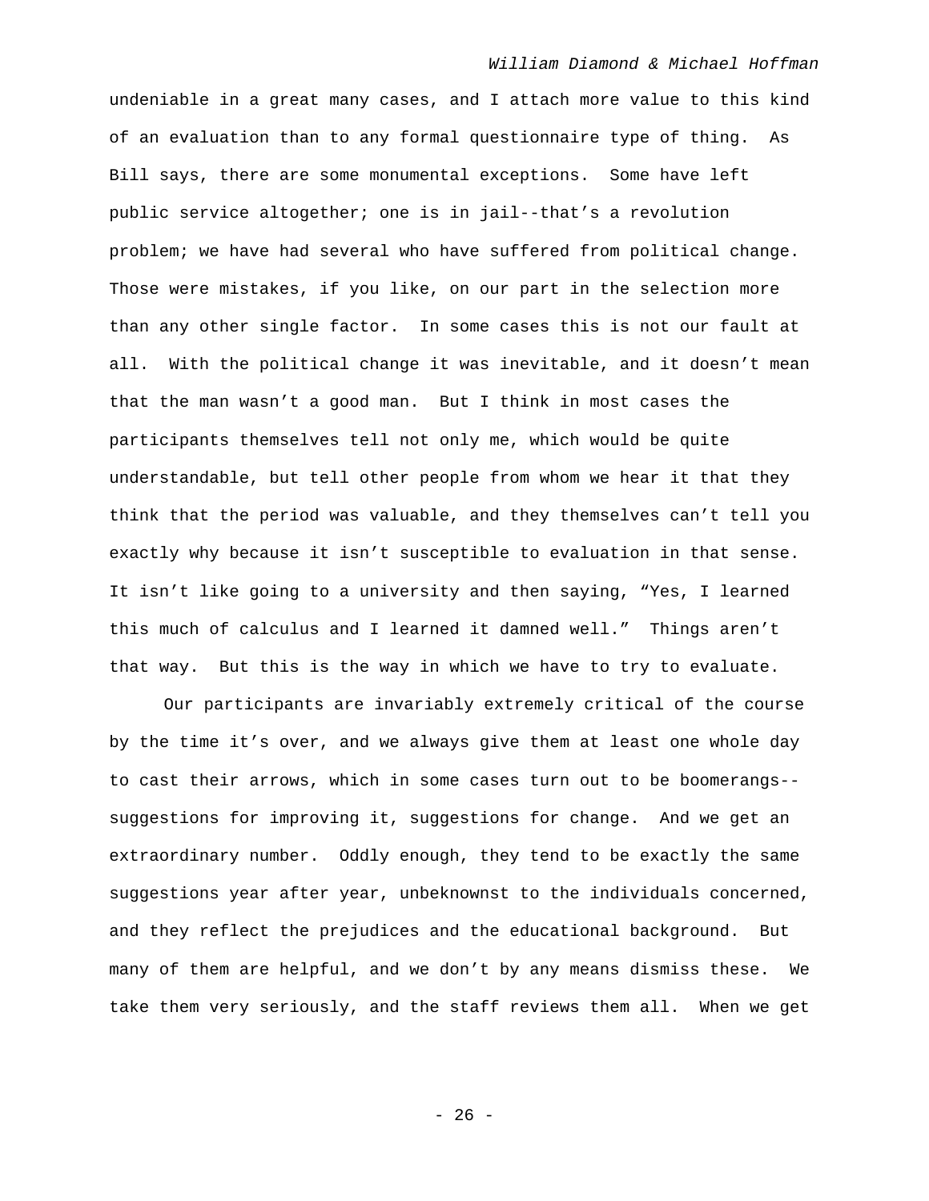undeniable in a great many cases, and I attach more value to this kind of an evaluation than to any formal questionnaire type of thing. As Bill says, there are some monumental exceptions. Some have left public service altogether; one is in jail--that's a revolution problem; we have had several who have suffered from political change. Those were mistakes, if you like, on our part in the selection more than any other single factor. In some cases this is not our fault at all. With the political change it was inevitable, and it doesn't mean that the man wasn't a good man. But I think in most cases the participants themselves tell not only me, which would be quite understandable, but tell other people from whom we hear it that they think that the period was valuable, and they themselves can't tell you exactly why because it isn't susceptible to evaluation in that sense. It isn't like going to a university and then saying, "Yes, I learned this much of calculus and I learned it damned well." Things aren't that way. But this is the way in which we have to try to evaluate.

Our participants are invariably extremely critical of the course by the time it's over, and we always give them at least one whole day to cast their arrows, which in some cases turn out to be boomerangs--suggestions for improving it, suggestions for change. And we get an extraordinary number. Oddly enough, they tend to be exactly the same suggestions year after year, unbeknownst to the individuals concerned, and they reflect the prejudices and the educational background. But many of them are helpful, and we don't by any means dismiss these. We take them very seriously, and the staff reviews them all. When we get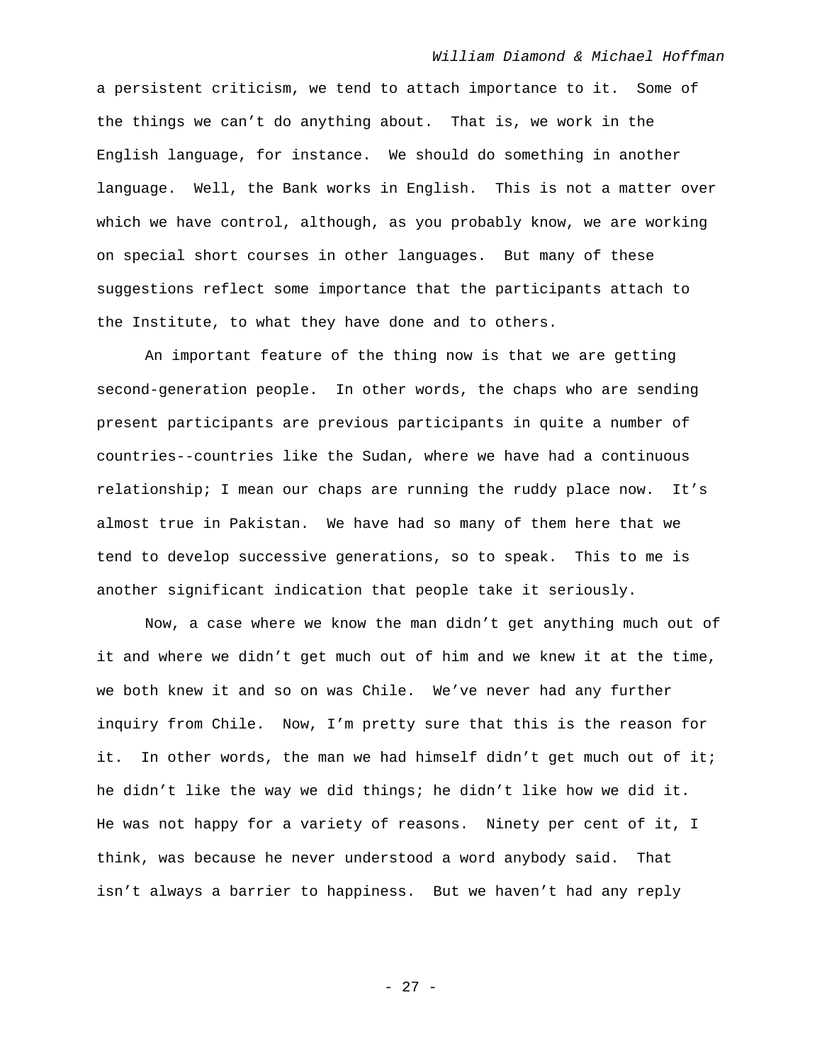a persistent criticism, we tend to attach importance to it. Some of the things we can't do anything about. That is, we work in the English language, for instance. We should do something in another language. Well, the Bank works in English. This is not a matter over which we have control, although, as you probably know, we are working on special short courses in other languages. But many of these suggestions reflect some importance that the participants attach to the Institute, to what they have done and to others.

An important feature of the thing now is that we are getting second-generation people. In other words, the chaps who are sending present participants are previous participants in quite a number of countries--countries like the Sudan, where we have had a continuous relationship; I mean our chaps are running the ruddy place now. It's almost true in Pakistan. We have had so many of them here that we tend to develop successive generations, so to speak. This to me is another significant indication that people take it seriously.

Now, a case where we know the man didn't get anything much out of it and where we didn't get much out of him and we knew it at the time, we both knew it and so on was Chile. We've never had any further inquiry from Chile. Now, I'm pretty sure that this is the reason for it. In other words, the man we had himself didn't get much out of it; he didn't like the way we did things; he didn't like how we did it. He was not happy for a variety of reasons. Ninety per cent of it, I think, was because he never understood a word anybody said. That isn't always a barrier to happiness. But we haven't had any reply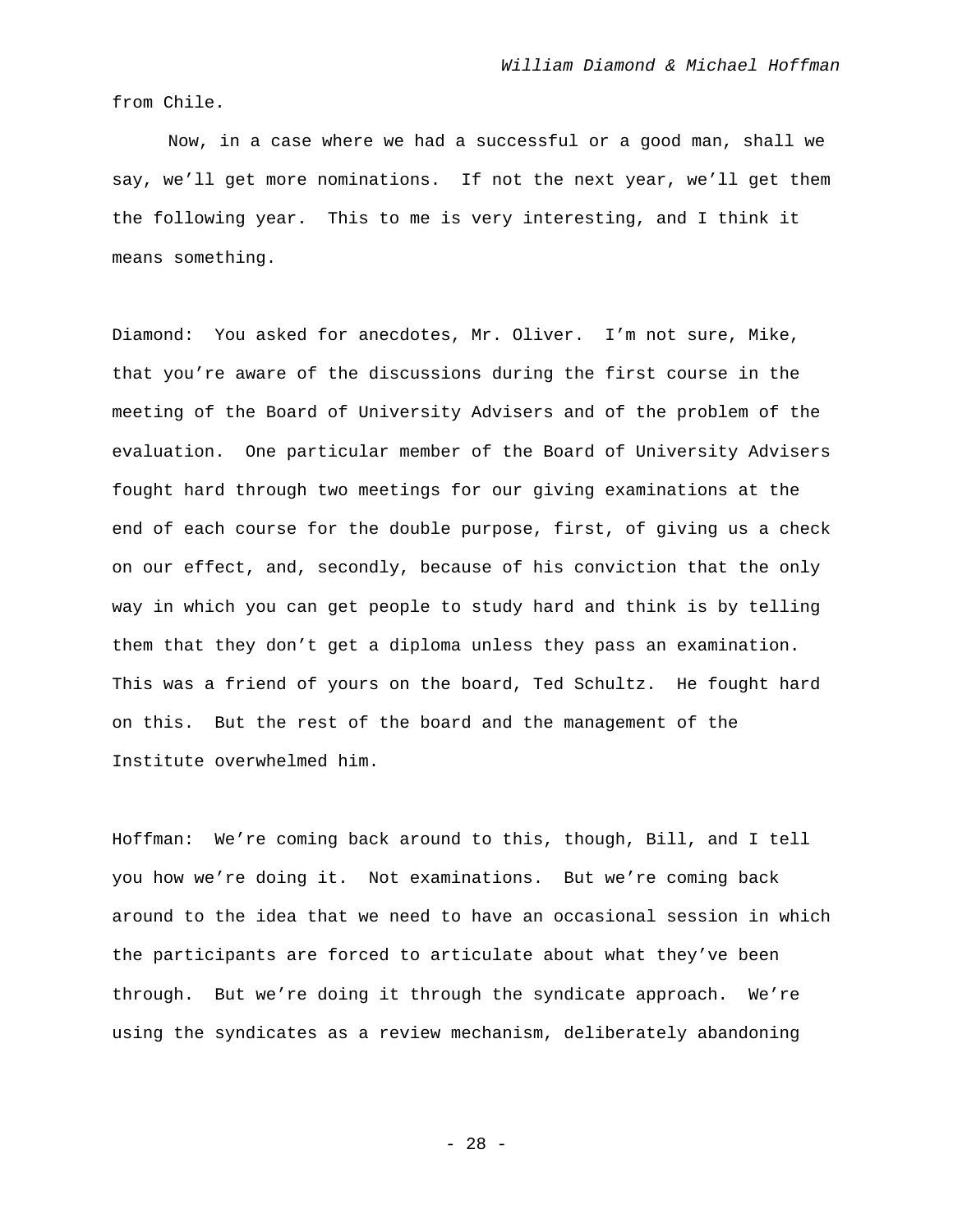from Chile.

Now, in a case where we had a successful or a good man, shall we say, we'll get more nominations. If not the next year, we'll get them the following year. This to me is very interesting, and I think it means something.

Diamond: You asked for anecdotes, Mr. Oliver. I'm not sure, Mike, that you're aware of the discussions during the first course in the meeting of the Board of University Advisers and of the problem of the evaluation. One particular member of the Board of University Advisers fought hard through two meetings for our giving examinations at the end of each course for the double purpose, first, of giving us a check on our effect, and, secondly, because of his conviction that the only way in which you can get people to study hard and think is by telling them that they don't get a diploma unless they pass an examination. This was a friend of yours on the board, Ted Schultz. He fought hard on this. But the rest of the board and the management of the Institute overwhelmed him.

Hoffman: We're coming back around to this, though, Bill, and I tell you how we're doing it. Not examinations. But we're coming back around to the idea that we need to have an occasional session in which the participants are forced to articulate about what they've been through. But we're doing it through the syndicate approach. We're using the syndicates as a review mechanism, deliberately abandoning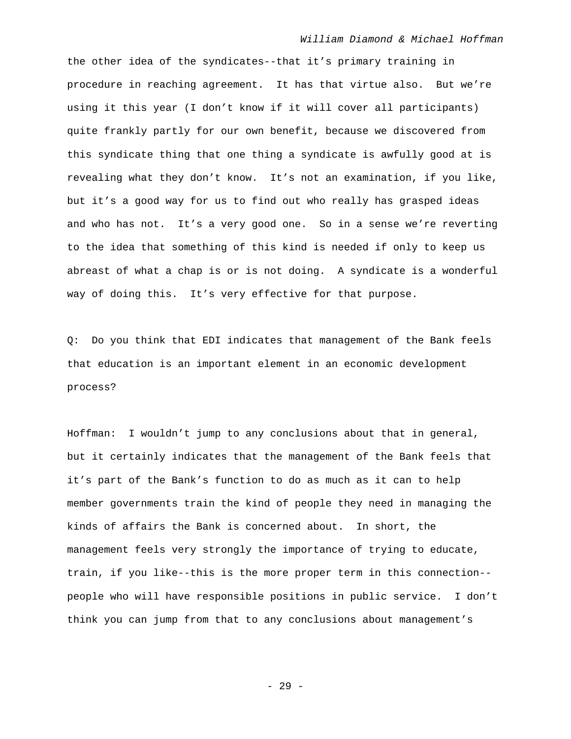the other idea of the syndicates--that it's primary training in procedure in reaching agreement. It has that virtue also. But we're using it this year (I don't know if it will cover all participants) quite frankly partly for our own benefit, because we discovered from this syndicate thing that one thing a syndicate is awfully good at is revealing what they don't know. It's not an examination, if you like, but it's a good way for us to find out who really has grasped ideas and who has not. It's a very good one. So in a sense we're reverting to the idea that something of this kind is needed if only to keep us abreast of what a chap is or is not doing. A syndicate is a wonderful way of doing this. It's very effective for that purpose.

Q: Do you think that EDI indicates that management of the Bank feels that education is an important element in an economic development process?

Hoffman: I wouldn't jump to any conclusions about that in general, but it certainly indicates that the management of the Bank feels that it's part of the Bank's function to do as much as it can to help member governments train the kind of people they need in managing the kinds of affairs the Bank is concerned about. In short, the management feels very strongly the importance of trying to educate, train, if you like--this is the more proper term in this connection--people who will have responsible positions in public service. I don't think you can jump from that to any conclusions about management's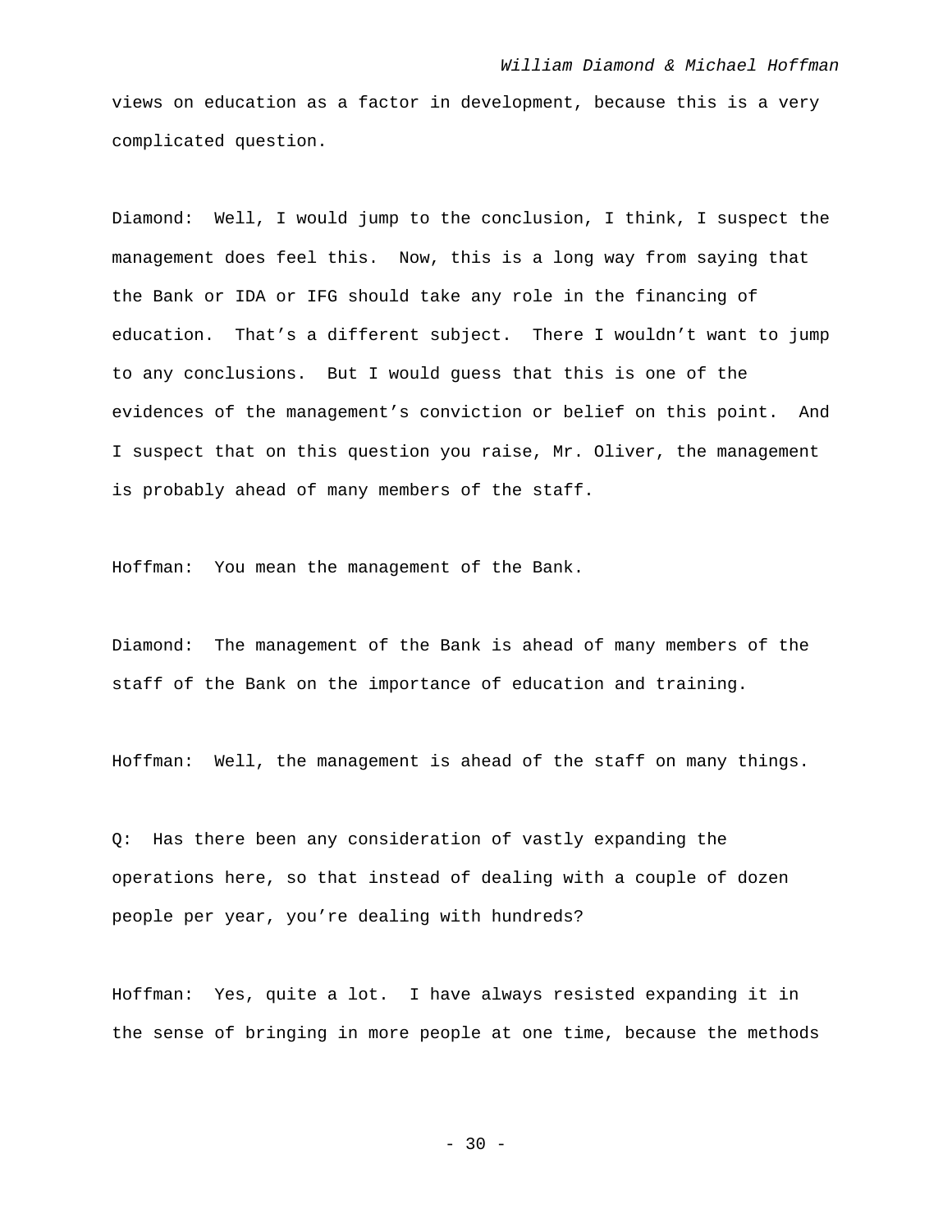views on education as a factor in development, because this is a very complicated question.

Diamond: Well, I would jump to the conclusion, I think, I suspect the management does feel this. Now, this is a long way from saying that the Bank or IDA or IFG should take any role in the financing of education. That's a different subject. There I wouldn't want to jump to any conclusions. But I would guess that this is one of the evidences of the management's conviction or belief on this point. And I suspect that on this question you raise, Mr. Oliver, the management is probably ahead of many members of the staff.

Hoffman: You mean the management of the Bank.

Diamond: The management of the Bank is ahead of many members of the staff of the Bank on the importance of education and training.

Hoffman: Well, the management is ahead of the staff on many things.

Q: Has there been any consideration of vastly expanding the operations here, so that instead of dealing with a couple of dozen people per year, you're dealing with hundreds?

Hoffman: Yes, quite a lot. I have always resisted expanding it in the sense of bringing in more people at one time, because the methods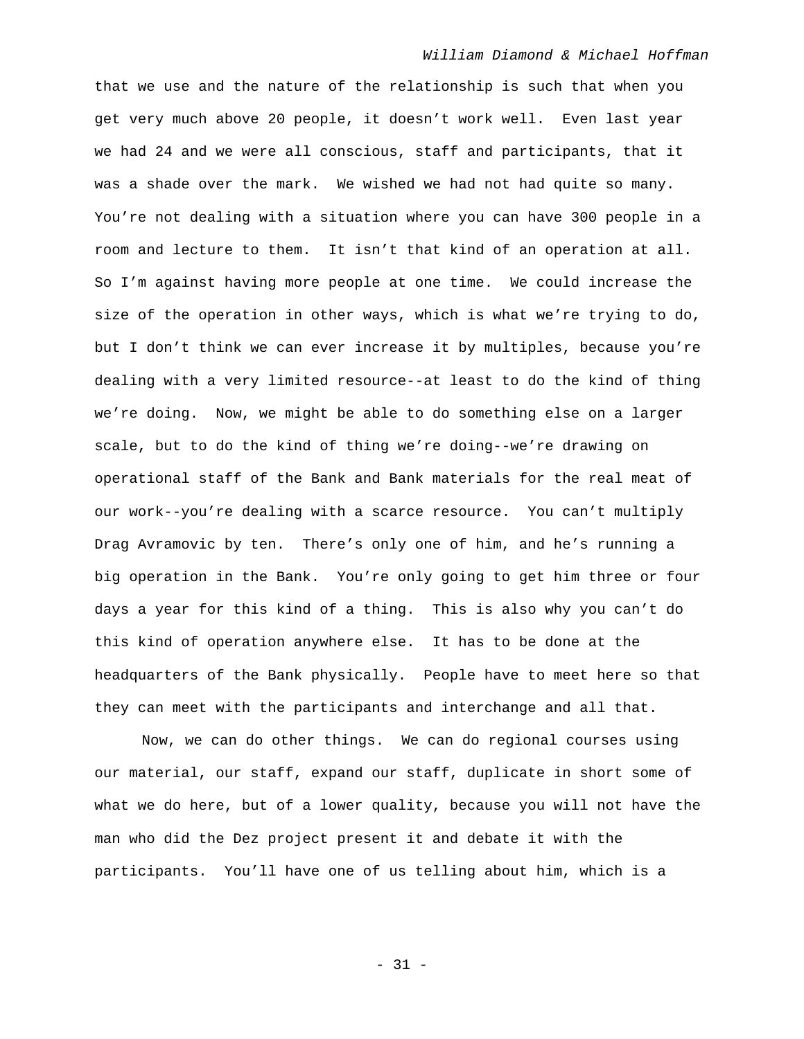that we use and the nature of the relationship is such that when you get very much above 20 people, it doesn't work well. Even last year we had 24 and we were all conscious, staff and participants, that it was a shade over the mark. We wished we had not had quite so many. You're not dealing with a situation where you can have 300 people in a room and lecture to them. It isn't that kind of an operation at all. So I'm against having more people at one time. We could increase the size of the operation in other ways, which is what we're trying to do, but I don't think we can ever increase it by multiples, because you're dealing with a very limited resource--at least to do the kind of thing we're doing. Now, we might be able to do something else on a larger scale, but to do the kind of thing we're doing--we're drawing on operational staff of the Bank and Bank materials for the real meat of our work--you're dealing with a scarce resource. You can't multiply Drag Avramovic by ten. There's only one of him, and he's running a big operation in the Bank. You're only going to get him three or four days a year for this kind of a thing. This is also why you can't do this kind of operation anywhere else. It has to be done at the headquarters of the Bank physically. People have to meet here so that they can meet with the participants and interchange and all that.

Now, we can do other things. We can do regional courses using our material, our staff, expand our staff, duplicate in short some of what we do here, but of a lower quality, because you will not have the man who did the Dez project present it and debate it with the participants. You'll have one of us telling about him, which is a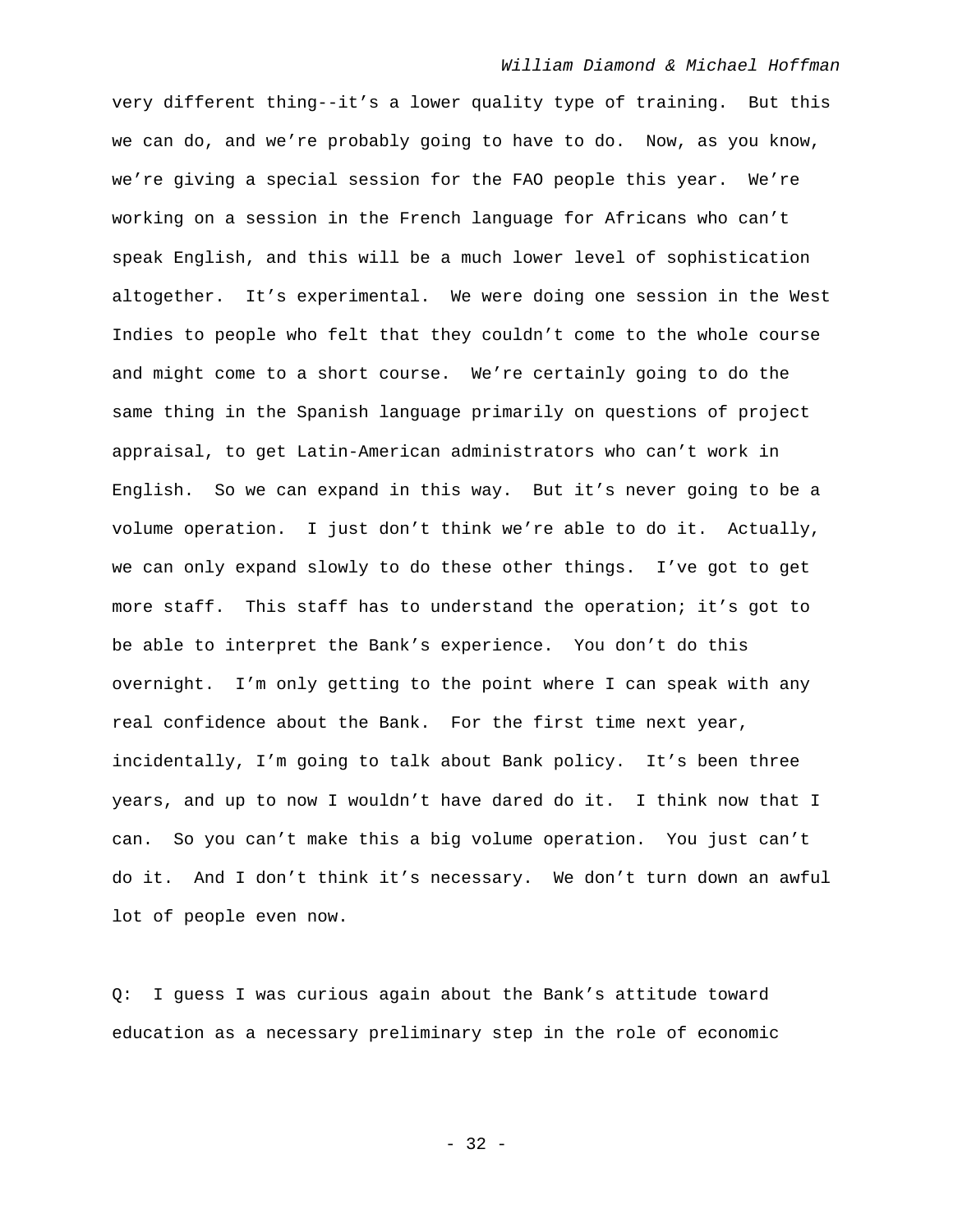very different thing--it's a lower quality type of training. But this we can do, and we're probably going to have to do. Now, as you know, we're giving a special session for the FAO people this year. We're working on a session in the French language for Africans who can't speak English, and this will be a much lower level of sophistication altogether. It's experimental. We were doing one session in the West Indies to people who felt that they couldn't come to the whole course and might come to a short course. We're certainly going to do the same thing in the Spanish language primarily on questions of project appraisal, to get Latin-American administrators who can't work in English. So we can expand in this way. But it's never going to be a volume operation. I just don't think we're able to do it. Actually, we can only expand slowly to do these other things. I've got to get more staff. This staff has to understand the operation; it's got to be able to interpret the Bank's experience. You don't do this overnight. I'm only getting to the point where I can speak with any real confidence about the Bank. For the first time next year, incidentally, I'm going to talk about Bank policy. It's been three years, and up to now I wouldn't have dared do it. I think now that I can. So you can't make this a big volume operation. You just can't do it. And I don't think it's necessary. We don't turn down an awful lot of people even now.

Q: I guess I was curious again about the Bank's attitude toward education as a necessary preliminary step in the role of economic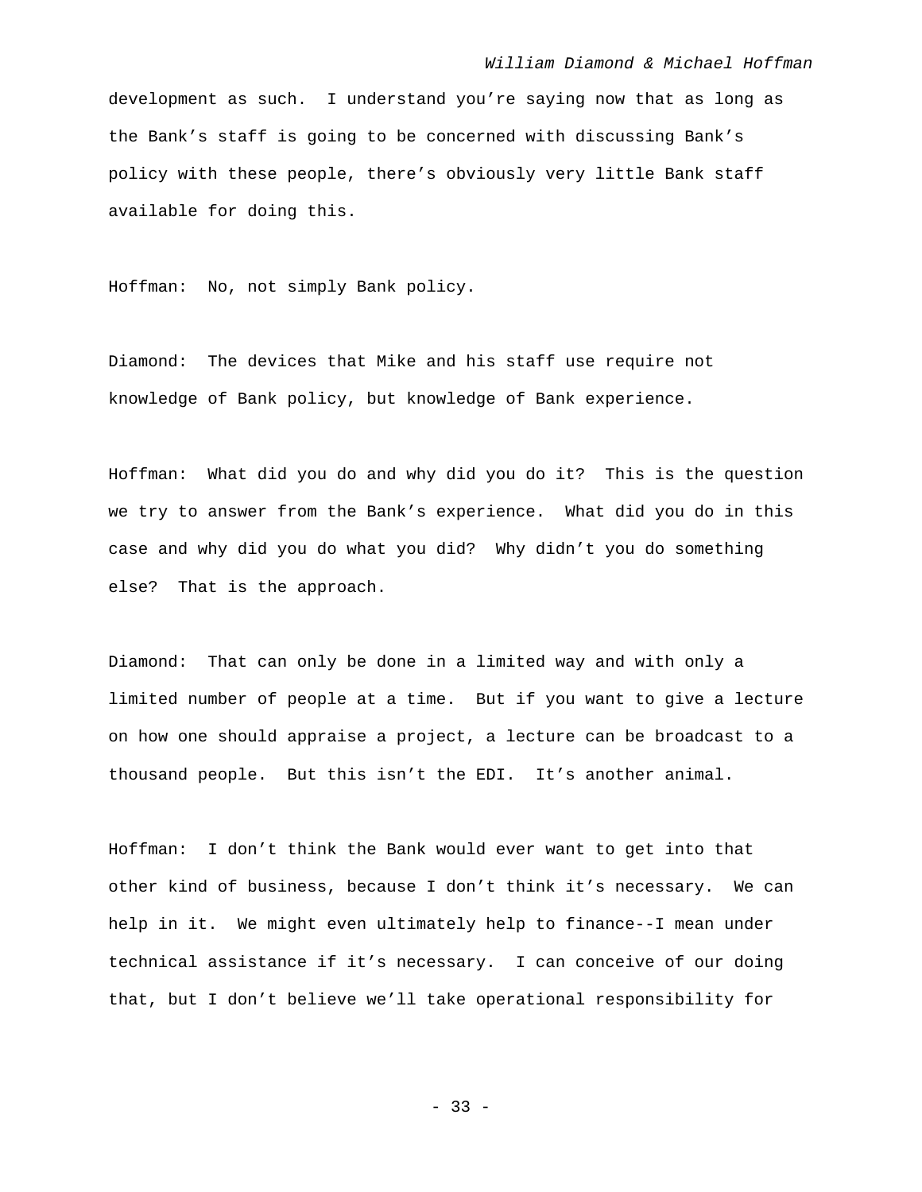development as such. I understand you're saying now that as long as the Bank's staff is going to be concerned with discussing Bank's policy with these people, there's obviously very little Bank staff available for doing this.

Hoffman: No, not simply Bank policy.

Diamond: The devices that Mike and his staff use require not knowledge of Bank policy, but knowledge of Bank experience.

Hoffman: What did you do and why did you do it? This is the question we try to answer from the Bank's experience. What did you do in this case and why did you do what you did? Why didn't you do something else? That is the approach.

Diamond: That can only be done in a limited way and with only a limited number of people at a time. But if you want to give a lecture on how one should appraise a project, a lecture can be broadcast to a thousand people. But this isn't the EDI. It's another animal.

Hoffman: I don't think the Bank would ever want to get into that other kind of business, because I don't think it's necessary. We can help in it. We might even ultimately help to finance--I mean under technical assistance if it's necessary. I can conceive of our doing that, but I don't believe we'll take operational responsibility for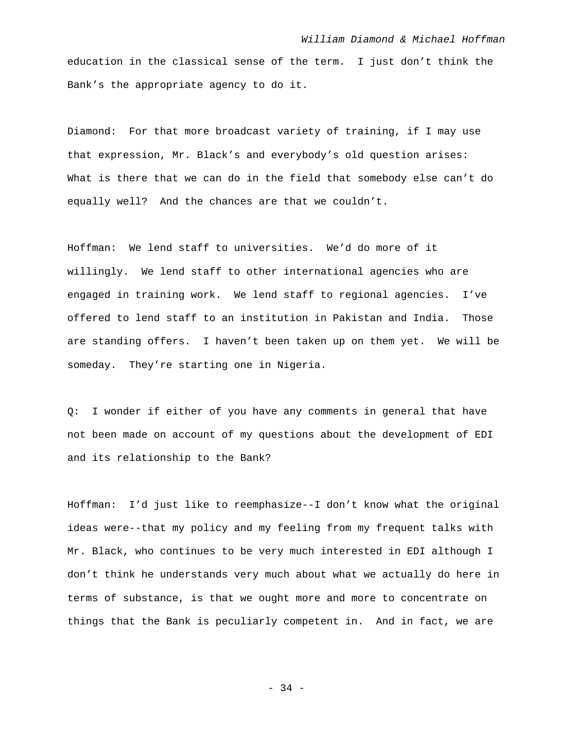education in the classical sense of the term. I just don't think the Bank's the appropriate agency to do it.

Diamond: For that more broadcast variety of training, if I may use that expression, Mr. Black's and everybody's old question arises: What is there that we can do in the field that somebody else can't do equally well? And the chances are that we couldn't.

Hoffman: We lend staff to universities. We'd do more of it willingly. We lend staff to other international agencies who are engaged in training work. We lend staff to regional agencies. I've offered to lend staff to an institution in Pakistan and India. Those are standing offers. I haven't been taken up on them yet. We will be someday. They're starting one in Nigeria.

Q: I wonder if either of you have any comments in general that have not been made on account of my questions about the development of EDI and its relationship to the Bank?

Hoffman: I'd just like to reemphasize--I don't know what the original ideas were--that my policy and my feeling from my frequent talks with Mr. Black, who continues to be very much interested in EDI although I don't think he understands very much about what we actually do here in terms of substance, is that we ought more and more to concentrate on things that the Bank is peculiarly competent in. And in fact, we are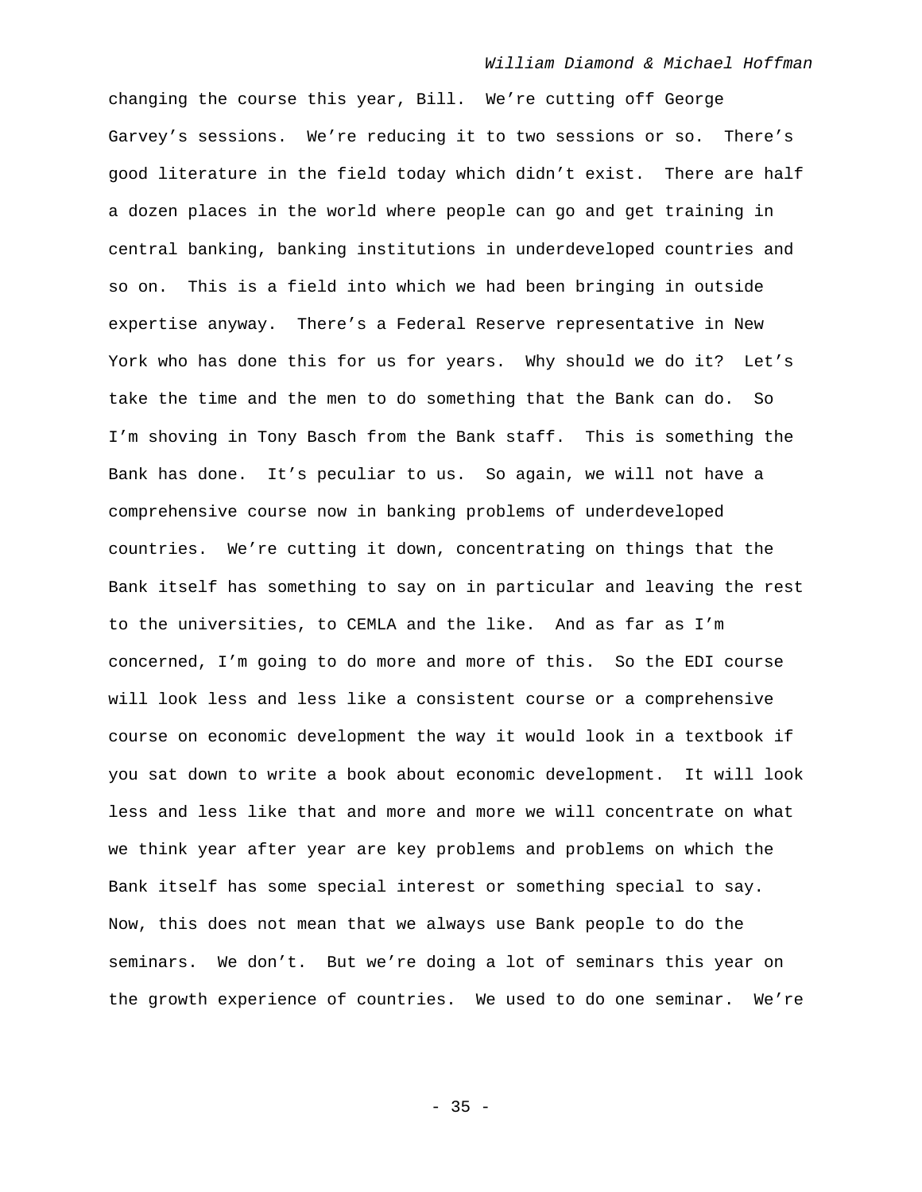changing the course this year, Bill. We're cutting off George Garvey's sessions. We're reducing it to two sessions or so. There's good literature in the field today which didn't exist. There are half a dozen places in the world where people can go and get training in central banking, banking institutions in underdeveloped countries and so on. This is a field into which we had been bringing in outside expertise anyway. There's a Federal Reserve representative in New York who has done this for us for years. Why should we do it? Let's take the time and the men to do something that the Bank can do. So I'm shoving in Tony Basch from the Bank staff. This is something the Bank has done. It's peculiar to us. So again, we will not have a comprehensive course now in banking problems of underdeveloped countries. We're cutting it down, concentrating on things that the Bank itself has something to say on in particular and leaving the rest to the universities, to CEMLA and the like. And as far as I'm concerned, I'm going to do more and more of this. So the EDI course will look less and less like a consistent course or a comprehensive course on economic development the way it would look in a textbook if you sat down to write a book about economic development. It will look less and less like that and more and more we will concentrate on what we think year after year are key problems and problems on which the Bank itself has some special interest or something special to say. Now, this does not mean that we always use Bank people to do the seminars. We don't. But we're doing a lot of seminars this year on the growth experience of countries. We used to do one seminar. We're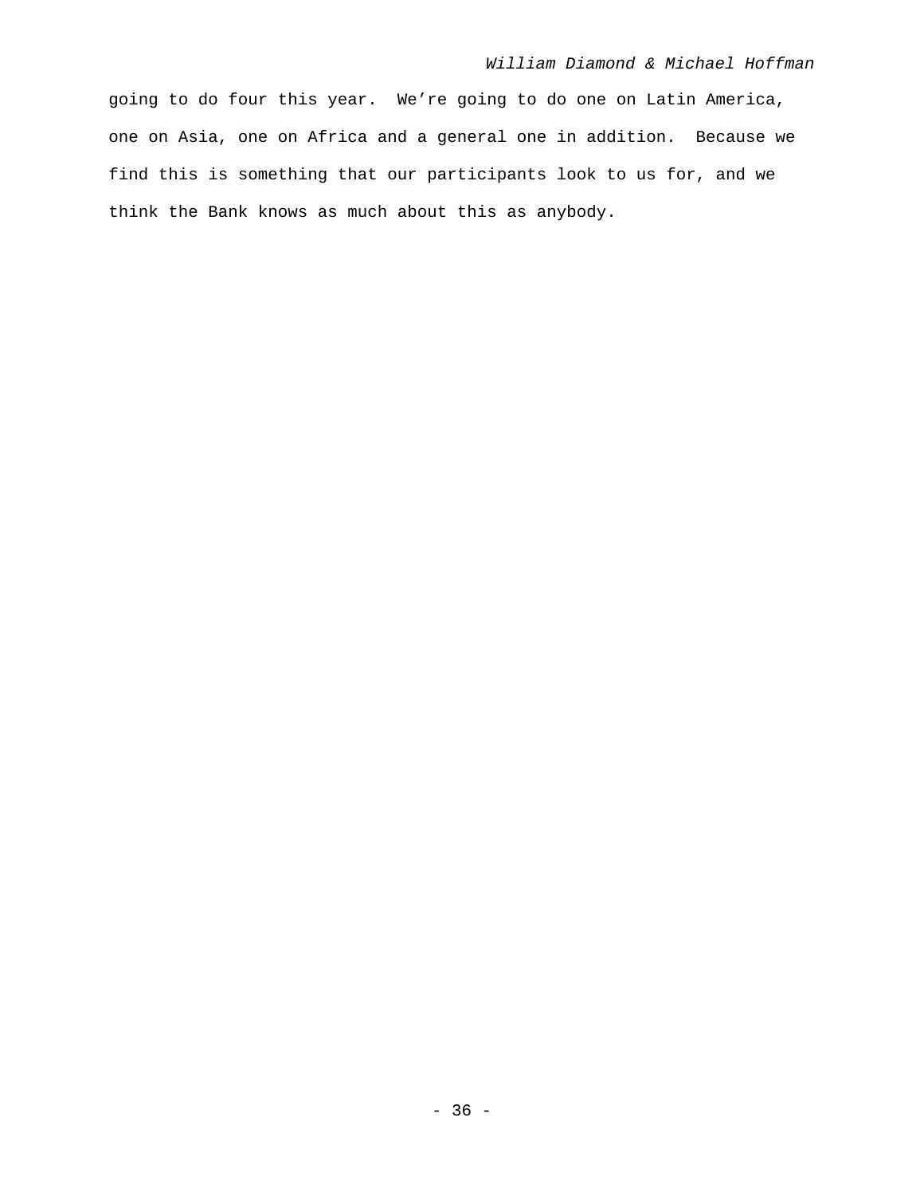going to do four this year. We’re going to do one on Latin America, one on Asia, one on Africa and a general one in addition. Because we find this is something that our participants look to us for, and we think the Bank knows as much about this as anybody.